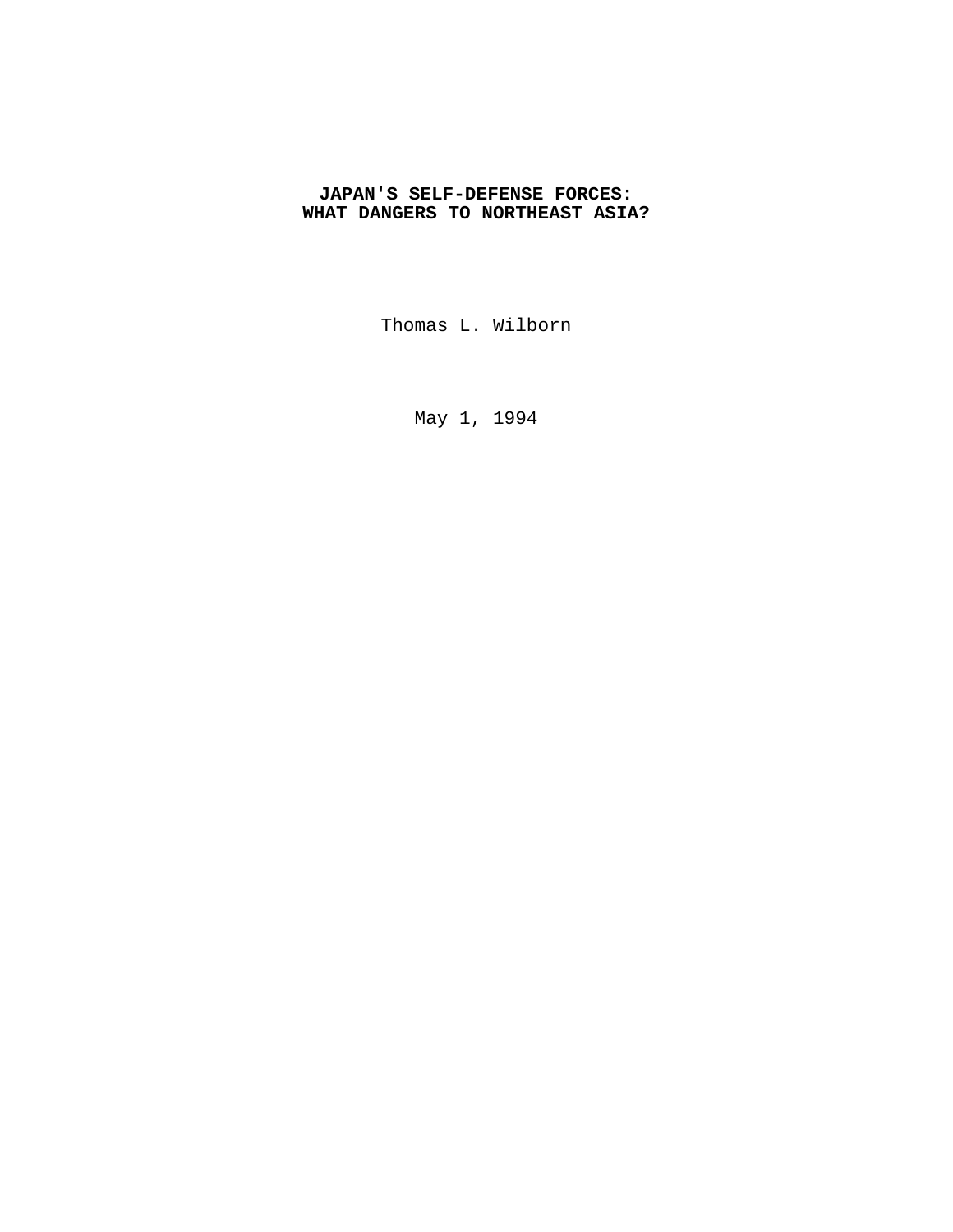# JAPAN'S SELF-DEFENSE FORCES: WHAT DANGERS TO NORTHEAST ASIA?

Thomas L. Wilborn

May 1, 1994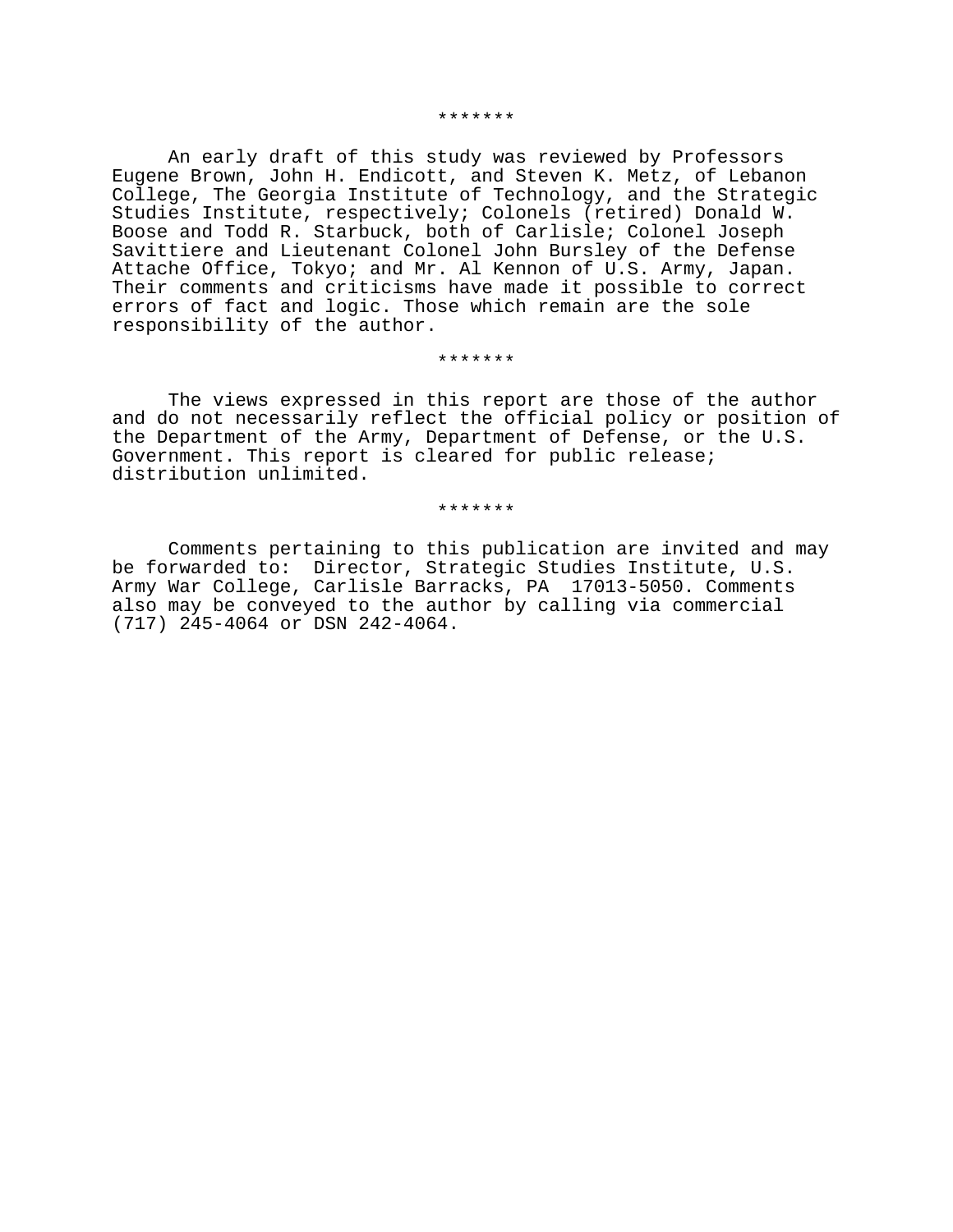*******

An early draft of this study was reviewed by Professors Eugene Brown, John H. Endicott, and Steven K. Metz, of Lebanon College, The Georgia Institute of Technology, and the Strategic Studies Institute, respectively; Colonels (retired) Donald W. Boose and Todd R. Starbuck, both of Carlisle; Colonel Joseph Savittiere and Lieutenant Colonel John Bursley of the Defense Attache Office, Tokyo; and Mr. Al Kennon of U.S. Army, Japan. Their comments and criticisms have made it possible to correct errors of fact and logic. Those which remain are the sole responsibility of the author.

*******

The views expressed in this report are those of the author and do not necessarily reflect the official policy or position of the Department of the Army, Department of Defense, or the U.S. Government. This report is cleared for public release; distribution unlimited.

*******

Comments pertaining to this publication are invited and may be forwarded to: Director, Strategic Studies Institute, U.S. Army War College, Carlisle Barracks, PA 17013-5050. Comments also may be conveyed to the author by calling via commercial (717) 245-4064 or DSN 242-4064.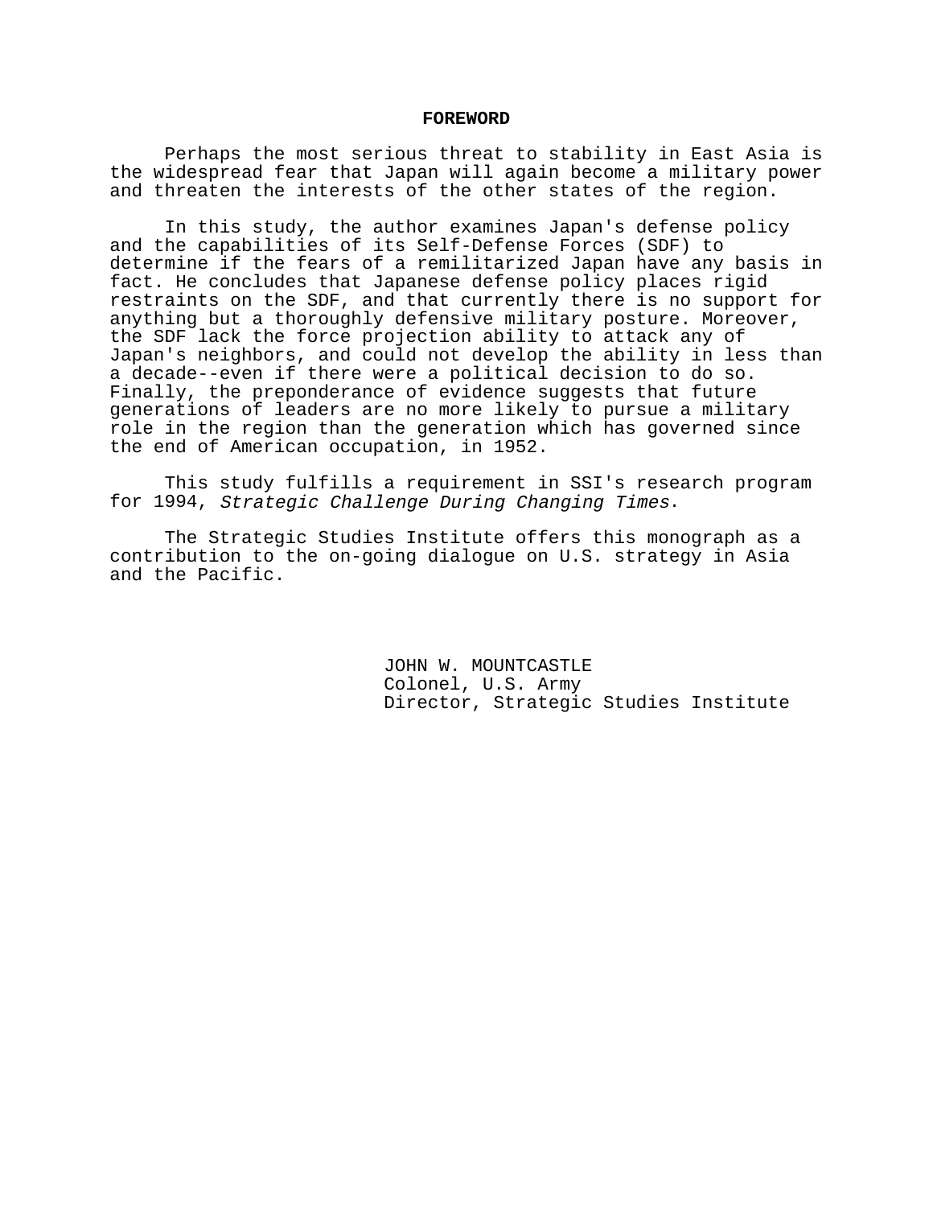## FOREWORD

Perhaps the most serious threat to stability in East Asia is the widespread fear that Japan will again become a military power and threaten the interests of the other states of the region.

In this study, the author examines Japan's defense policy and the capabilities of its Self-Defense Forces (SDF) to determine if the fears of a remilitarized Japan have any basis in fact. He concludes that Japanese defense policy places rigid restraints on the SDF, and that currently there is no support for anything but a thoroughly defensive military posture. Moreover, the SDF lack the force projection ability to attack any of Japan's neighbors, and could not develop the ability in less than a decade--even if there were a political decision to do so. Finally, the preponderance of evidence suggests that future generations of leaders are no more likely to pursue a military role in the region than the generation which has governed since the end of American occupation, in 1952.

This study fulfills a requirement in SSI's research program for 1994, *Strategic Challenge During Changing Times*.

The Strategic Studies Institute offers this monograph as a contribution to the on-going dialogue on U.S. strategy in Asia and the Pacific.

JOHN W. MOUNTCASTLE
Colonel, U.S. Army
Director, Strategic Studies Institute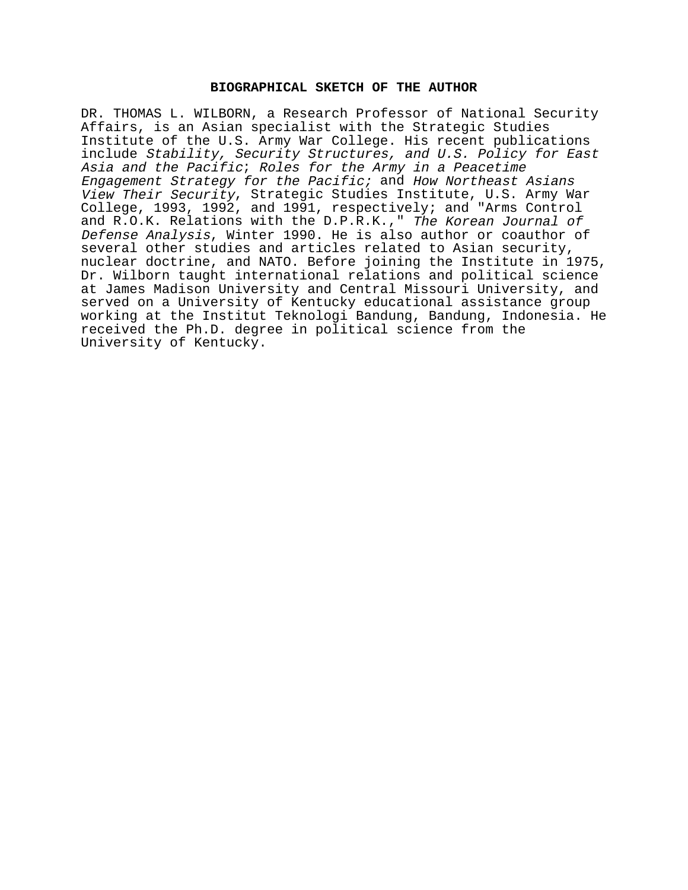## BIOGRAPHICAL SKETCH OF THE AUTHOR

DR. THOMAS L. WILBORN, a Research Professor of National Security Affairs, is an Asian specialist with the Strategic Studies Institute of the U.S. Army War College. His recent publications include *Stability, Security Structures, and U.S. Policy for East Asia and the Pacific*; *Roles for the Army in a Peacetime Engagement Strategy for the Pacific;* and *How Northeast Asians View Their Security*, Strategic Studies Institute, U.S. Army War College, 1993, 1992, and 1991, respectively; and "Arms Control and R.O.K. Relations with the D.P.R.K.," *The Korean Journal of Defense Analysis*, Winter 1990. He is also author or coauthor of several other studies and articles related to Asian security, nuclear doctrine, and NATO. Before joining the Institute in 1975, Dr. Wilborn taught international relations and political science at James Madison University and Central Missouri University, and served on a University of Kentucky educational assistance group working at the Institut Teknologi Bandung, Bandung, Indonesia. He received the Ph.D. degree in political science from the University of Kentucky.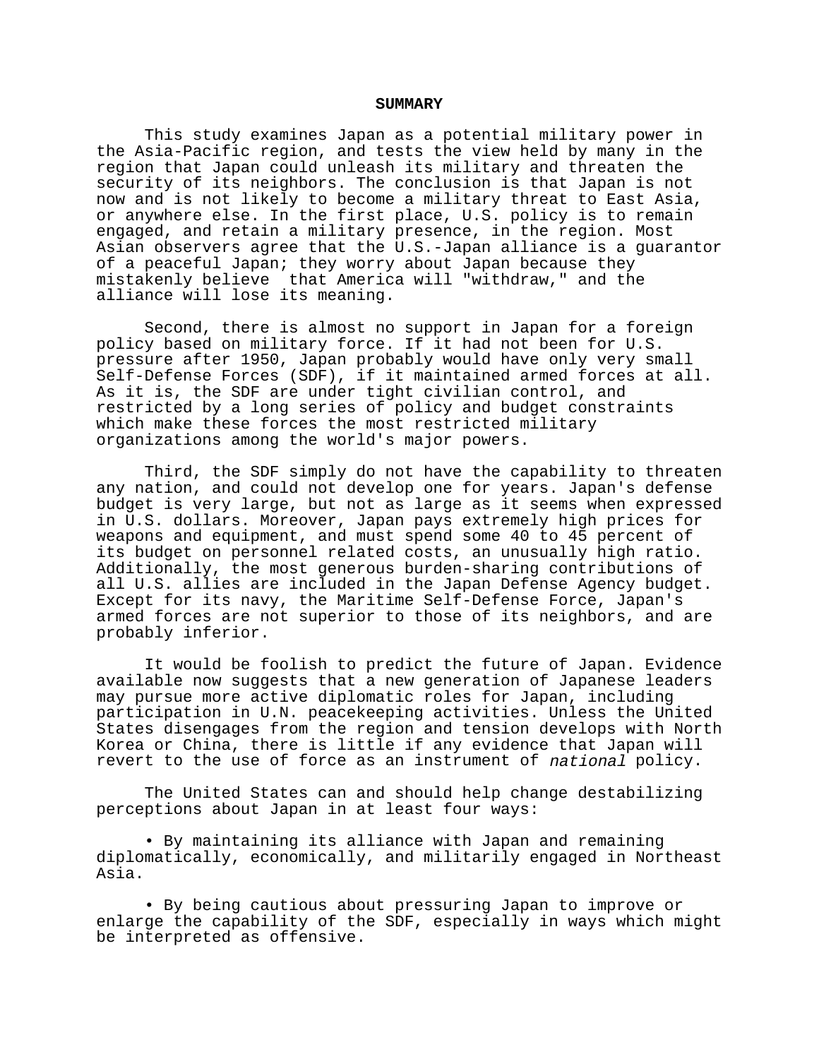## SUMMARY

This study examines Japan as a potential military power in the Asia-Pacific region, and tests the view held by many in the region that Japan could unleash its military and threaten the security of its neighbors. The conclusion is that Japan is not now and is not likely to become a military threat to East Asia, or anywhere else. In the first place, U.S. policy is to remain engaged, and retain a military presence, in the region. Most Asian observers agree that the U.S.-Japan alliance is a guarantor of a peaceful Japan; they worry about Japan because they mistakenly believe that America will "withdraw," and the alliance will lose its meaning.

Second, there is almost no support in Japan for a foreign policy based on military force. If it had not been for U.S. pressure after 1950, Japan probably would have only very small Self-Defense Forces (SDF), if it maintained armed forces at all. As it is, the SDF are under tight civilian control, and restricted by a long series of policy and budget constraints which make these forces the most restricted military organizations among the world's major powers.

Third, the SDF simply do not have the capability to threaten any nation, and could not develop one for years. Japan's defense budget is very large, but not as large as it seems when expressed in U.S. dollars. Moreover, Japan pays extremely high prices for weapons and equipment, and must spend some 40 to 45 percent of its budget on personnel related costs, an unusually high ratio. Additionally, the most generous burden-sharing contributions of all U.S. allies are included in the Japan Defense Agency budget. Except for its navy, the Maritime Self-Defense Force, Japan's armed forces are not superior to those of its neighbors, and are probably inferior.

It would be foolish to predict the future of Japan. Evidence available now suggests that a new generation of Japanese leaders may pursue more active diplomatic roles for Japan, including participation in U.N. peacekeeping activities. Unless the United States disengages from the region and tension develops with North Korea or China, there is little if any evidence that Japan will revert to the use of force as an instrument of *national* policy.

The United States can and should help change destabilizing perceptions about Japan in at least four ways:

- By maintaining its alliance with Japan and remaining diplomatically, economically, and militarily engaged in Northeast Asia.

- By being cautious about pressuring Japan to improve or enlarge the capability of the SDF, especially in ways which might be interpreted as offensive.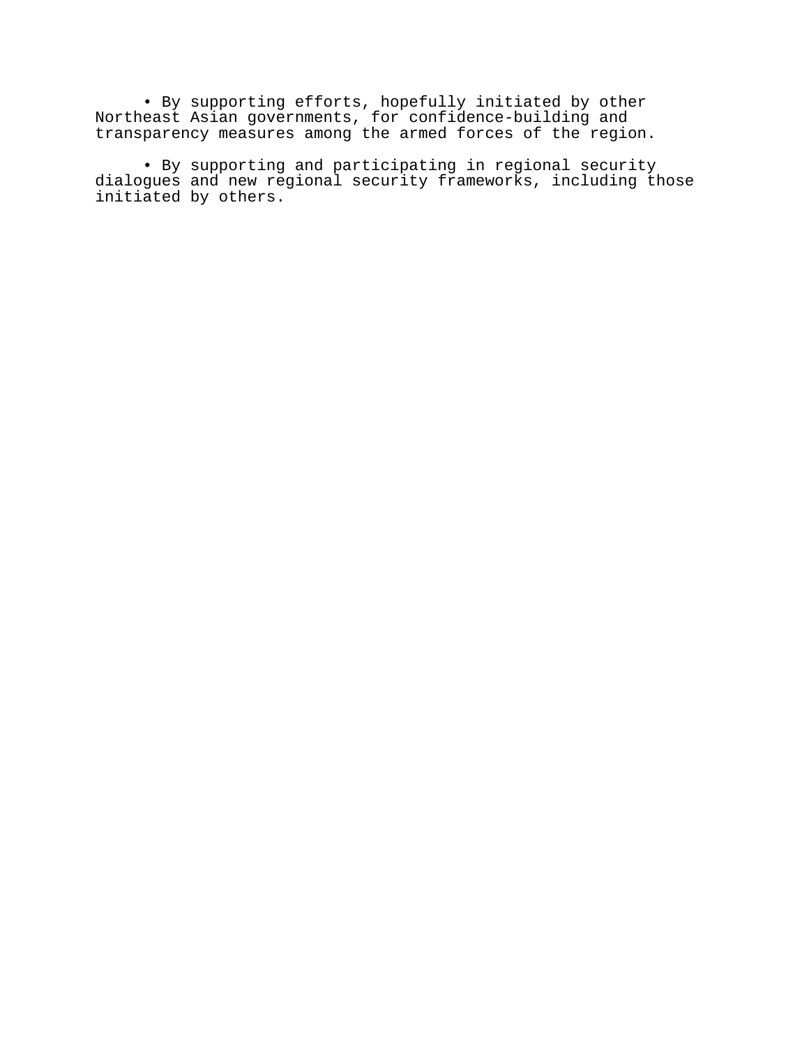- By supporting efforts, hopefully initiated by other Northeast Asian governments, for confidence-building and transparency measures among the armed forces of the region.

- By supporting and participating in regional security dialogues and new regional security frameworks, including those initiated by others.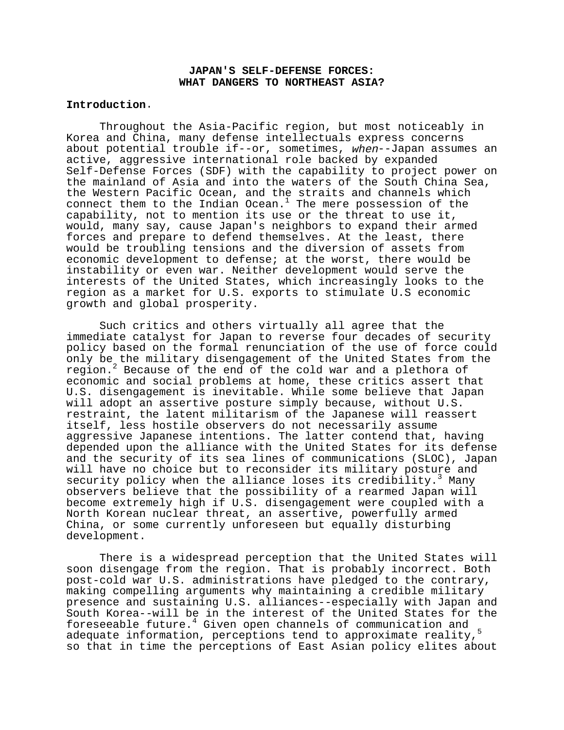# JAPAN'S SELF-DEFENSE FORCES: WHAT DANGERS TO NORTHEAST ASIA?

**Introduction.**

Throughout the Asia-Pacific region, but most noticeably in Korea and China, many defense intellectuals express concerns about potential trouble if--or, sometimes, *when*--Japan assumes an active, aggressive international role backed by expanded Self-Defense Forces (SDF) with the capability to project power on the mainland of Asia and into the waters of the South China Sea, the Western Pacific Ocean, and the straits and channels which connect them to the Indian Ocean.[1] The mere possession of the capability, not to mention its use or the threat to use it, would, many say, cause Japan's neighbors to expand their armed forces and prepare to defend themselves. At the least, there would be troubling tensions and the diversion of assets from economic development to defense; at the worst, there would be instability or even war. Neither development would serve the interests of the United States, which increasingly looks to the region as a market for U.S. exports to stimulate U.S economic growth and global prosperity.

Such critics and others virtually all agree that the immediate catalyst for Japan to reverse four decades of security policy based on the formal renunciation of the use of force could only be the military disengagement of the United States from the region.[2] Because of the end of the cold war and a plethora of economic and social problems at home, these critics assert that U.S. disengagement is inevitable. While some believe that Japan will adopt an assertive posture simply because, without U.S. restraint, the latent militarism of the Japanese will reassert itself, less hostile observers do not necessarily assume aggressive Japanese intentions. The latter contend that, having depended upon the alliance with the United States for its defense and the security of its sea lines of communications (SLOC), Japan will have no choice but to reconsider its military posture and security policy when the alliance loses its credibility.[3] Many observers believe that the possibility of a rearmed Japan will become extremely high if U.S. disengagement were coupled with a North Korean nuclear threat, an assertive, powerfully armed China, or some currently unforeseen but equally disturbing development.

There is a widespread perception that the United States will soon disengage from the region. That is probably incorrect. Both post-cold war U.S. administrations have pledged to the contrary, making compelling arguments why maintaining a credible military presence and sustaining U.S. alliances--especially with Japan and South Korea--will be in the interest of the United States for the foreseeable future.[4] Given open channels of communication and adequate information, perceptions tend to approximate reality,[5] so that in time the perceptions of East Asian policy elites about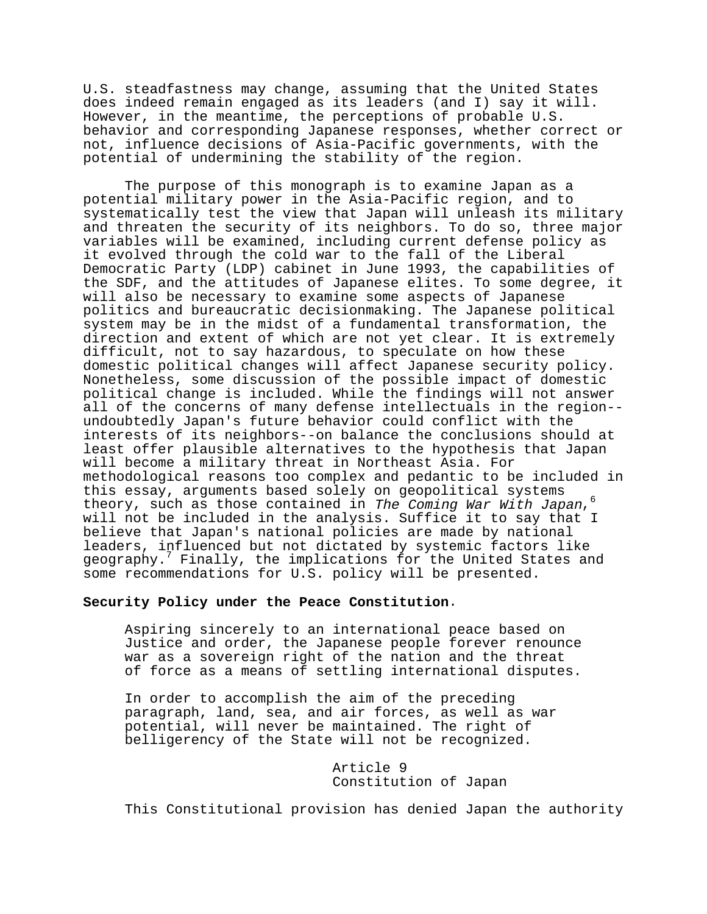U.S. steadfastness may change, assuming that the United States does indeed remain engaged as its leaders (and I) say it will. However, in the meantime, the perceptions of probable U.S. behavior and corresponding Japanese responses, whether correct or not, influence decisions of Asia-Pacific governments, with the potential of undermining the stability of the region.

The purpose of this monograph is to examine Japan as a potential military power in the Asia-Pacific region, and to systematically test the view that Japan will unleash its military and threaten the security of its neighbors. To do so, three major variables will be examined, including current defense policy as it evolved through the cold war to the fall of the Liberal Democratic Party (LDP) cabinet in June 1993, the capabilities of the SDF, and the attitudes of Japanese elites. To some degree, it will also be necessary to examine some aspects of Japanese politics and bureaucratic decisionmaking. The Japanese political system may be in the midst of a fundamental transformation, the direction and extent of which are not yet clear. It is extremely difficult, not to say hazardous, to speculate on how these domestic political changes will affect Japanese security policy. Nonetheless, some discussion of the possible impact of domestic political change is included. While the findings will not answer all of the concerns of many defense intellectuals in the region--undoubtedly Japan's future behavior could conflict with the interests of its neighbors--on balance the conclusions should at least offer plausible alternatives to the hypothesis that Japan will become a military threat in Northeast Asia. For methodological reasons too complex and pedantic to be included in this essay, arguments based solely on geopolitical systems theory, such as those contained in *The Coming War With Japan*,[6] will not be included in the analysis. Suffice it to say that I believe that Japan's national policies are made by national leaders, influenced but not dictated by systemic factors like geography.[7] Finally, the implications for the United States and some recommendations for U.S. policy will be presented.

**Security Policy under the Peace Constitution**.

> Aspiring sincerely to an international peace based on Justice and order, the Japanese people forever renounce war as a sovereign right of the nation and the threat of force as a means of settling international disputes.
>
> In order to accomplish the aim of the preceding paragraph, land, sea, and air forces, as well as war potential, will never be maintained. The right of belligerency of the State will not be recognized.
>
> Article 9
> Constitution of Japan

This Constitutional provision has denied Japan the authority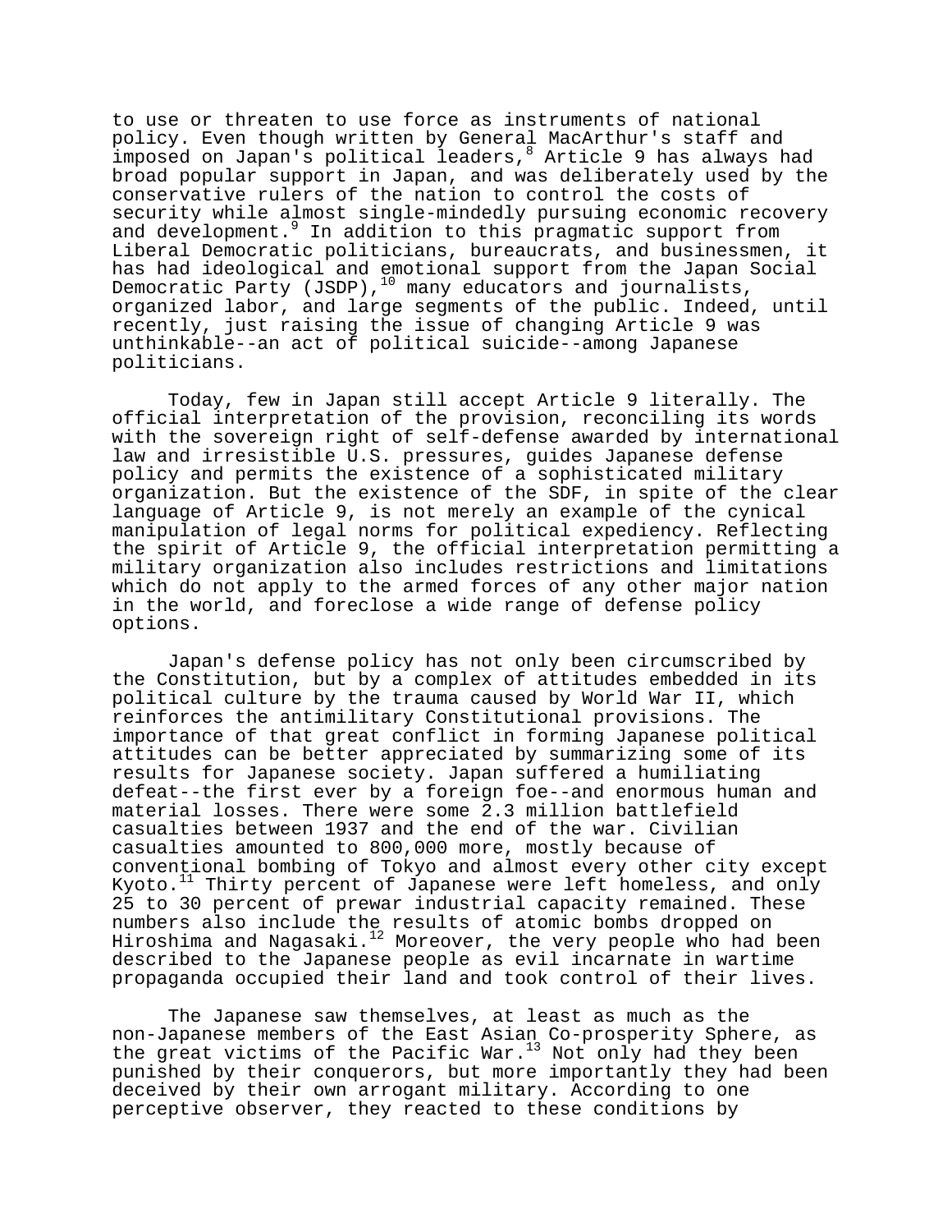to use or threaten to use force as instruments of national policy. Even though written by General MacArthur's staff and imposed on Japan's political leaders,[8] Article 9 has always had broad popular support in Japan, and was deliberately used by the conservative rulers of the nation to control the costs of security while almost single-mindedly pursuing economic recovery and development.[9] In addition to this pragmatic support from Liberal Democratic politicians, bureaucrats, and businessmen, it has had ideological and emotional support from the Japan Social Democratic Party (JSDP),[10] many educators and journalists, organized labor, and large segments of the public. Indeed, until recently, just raising the issue of changing Article 9 was unthinkable--an act of political suicide--among Japanese politicians.

Today, few in Japan still accept Article 9 literally. The official interpretation of the provision, reconciling its words with the sovereign right of self-defense awarded by international law and irresistible U.S. pressures, guides Japanese defense policy and permits the existence of a sophisticated military organization. But the existence of the SDF, in spite of the clear language of Article 9, is not merely an example of the cynical manipulation of legal norms for political expediency. Reflecting the spirit of Article 9, the official interpretation permitting a military organization also includes restrictions and limitations which do not apply to the armed forces of any other major nation in the world, and foreclose a wide range of defense policy options.

Japan's defense policy has not only been circumscribed by the Constitution, but by a complex of attitudes embedded in its political culture by the trauma caused by World War II, which reinforces the antimilitary Constitutional provisions. The importance of that great conflict in forming Japanese political attitudes can be better appreciated by summarizing some of its results for Japanese society. Japan suffered a humiliating defeat--the first ever by a foreign foe--and enormous human and material losses. There were some 2.3 million battlefield casualties between 1937 and the end of the war. Civilian casualties amounted to 800,000 more, mostly because of conventional bombing of Tokyo and almost every other city except Kyoto.[11] Thirty percent of Japanese were left homeless, and only 25 to 30 percent of prewar industrial capacity remained. These numbers also include the results of atomic bombs dropped on Hiroshima and Nagasaki.[12] Moreover, the very people who had been described to the Japanese people as evil incarnate in wartime propaganda occupied their land and took control of their lives.

The Japanese saw themselves, at least as much as the non-Japanese members of the East Asian Co-prosperity Sphere, as the great victims of the Pacific War.[13] Not only had they been punished by their conquerors, but more importantly they had been deceived by their own arrogant military. According to one perceptive observer, they reacted to these conditions by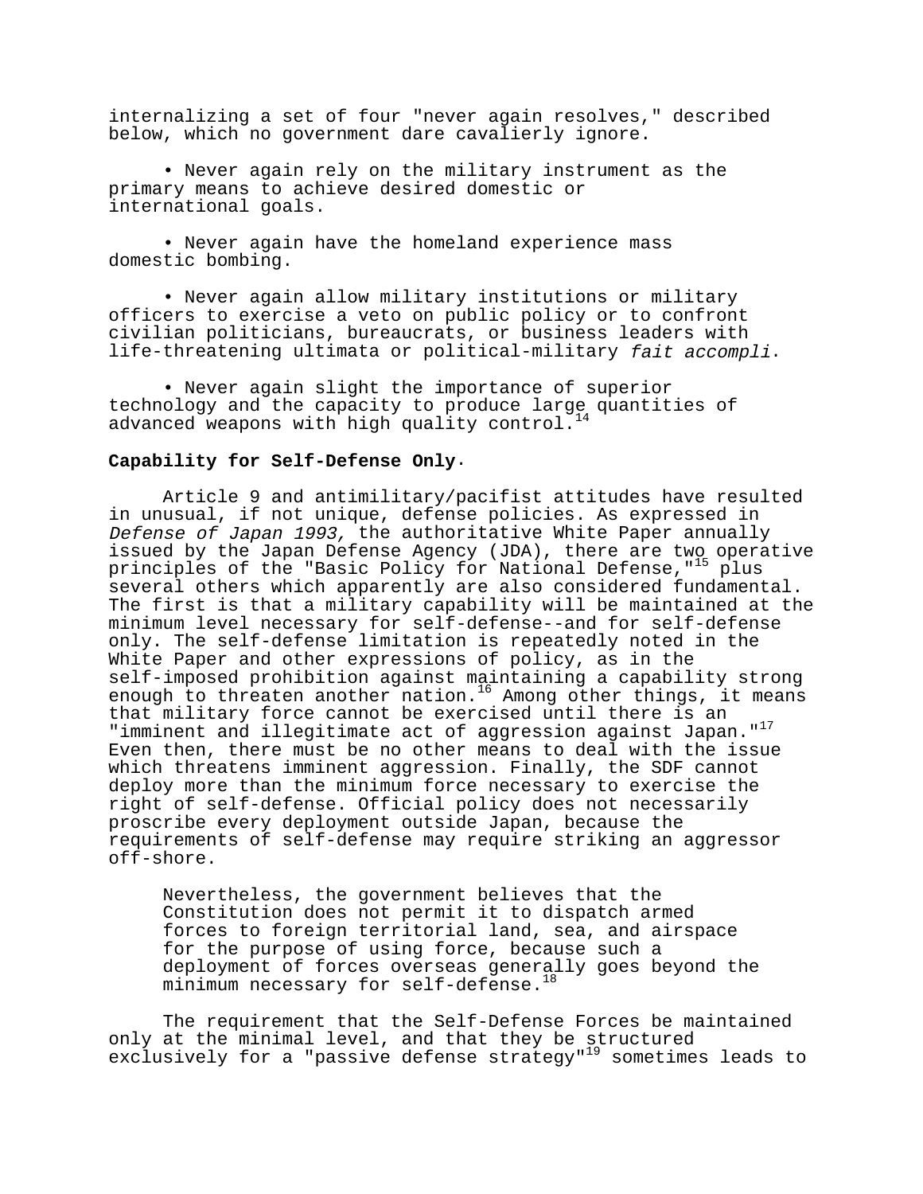internalizing a set of four "never again resolves," described below, which no government dare cavalierly ignore.

- Never again rely on the military instrument as the primary means to achieve desired domestic or international goals.

- Never again have the homeland experience mass domestic bombing.

- Never again allow military institutions or military officers to exercise a veto on public policy or to confront civilian politicians, bureaucrats, or business leaders with life-threatening ultimata or political-military *fait accompli*.

- Never again slight the importance of superior technology and the capacity to produce large quantities of advanced weapons with high quality control.[14]

**Capability for Self-Defense Only**.

Article 9 and antimilitary/pacifist attitudes have resulted in unusual, if not unique, defense policies. As expressed in *Defense of Japan 1993,* the authoritative White Paper annually issued by the Japan Defense Agency (JDA), there are two operative principles of the "Basic Policy for National Defense,"[15] plus several others which apparently are also considered fundamental. The first is that a military capability will be maintained at the minimum level necessary for self-defense--and for self-defense only. The self-defense limitation is repeatedly noted in the White Paper and other expressions of policy, as in the self-imposed prohibition against maintaining a capability strong enough to threaten another nation.[16] Among other things, it means that military force cannot be exercised until there is an "imminent and illegitimate act of aggression against Japan."[17] Even then, there must be no other means to deal with the issue which threatens imminent aggression. Finally, the SDF cannot deploy more than the minimum force necessary to exercise the right of self-defense. Official policy does not necessarily proscribe every deployment outside Japan, because the requirements of self-defense may require striking an aggressor off-shore.

> Nevertheless, the government believes that the Constitution does not permit it to dispatch armed forces to foreign territorial land, sea, and airspace for the purpose of using force, because such a deployment of forces overseas generally goes beyond the minimum necessary for self-defense.[18]

The requirement that the Self-Defense Forces be maintained only at the minimal level, and that they be structured exclusively for a "passive defense strategy"[19] sometimes leads to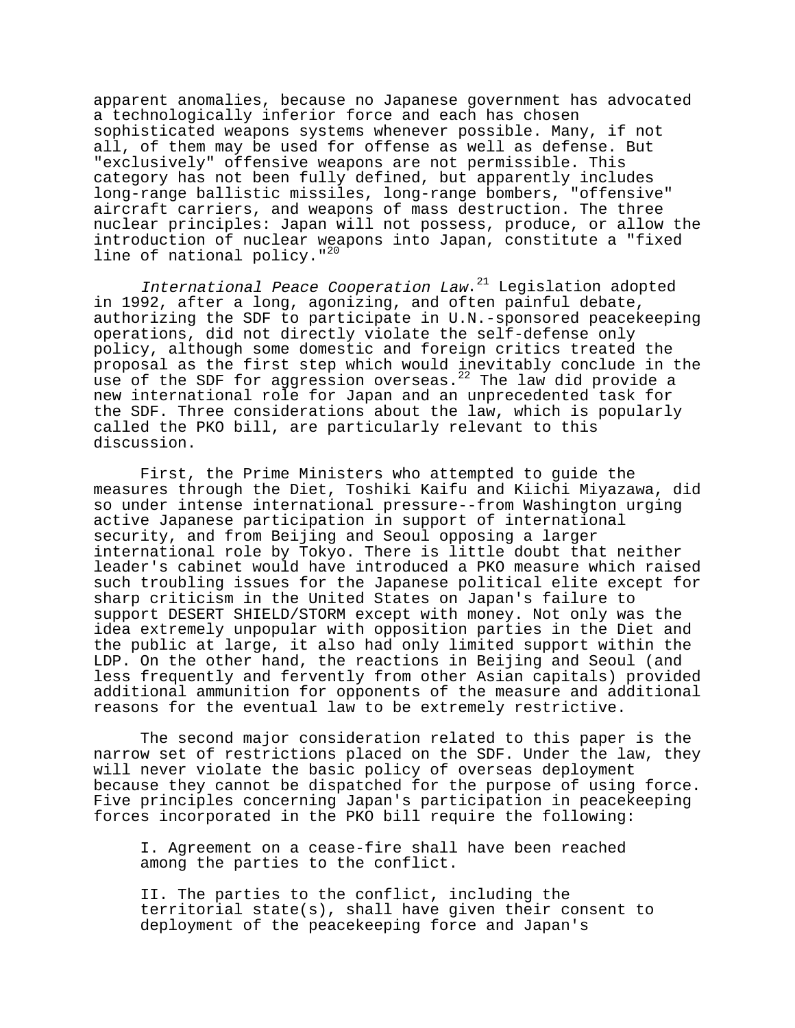apparent anomalies, because no Japanese government has advocated a technologically inferior force and each has chosen sophisticated weapons systems whenever possible. Many, if not all, of them may be used for offense as well as defense. But "exclusively" offensive weapons are not permissible. This category has not been fully defined, but apparently includes long-range ballistic missiles, long-range bombers, "offensive" aircraft carriers, and weapons of mass destruction. The three nuclear principles: Japan will not possess, produce, or allow the introduction of nuclear weapons into Japan, constitute a "fixed line of national policy."[20]

*International Peace Cooperation Law*.[21] Legislation adopted in 1992, after a long, agonizing, and often painful debate, authorizing the SDF to participate in U.N.-sponsored peacekeeping operations, did not directly violate the self-defense only policy, although some domestic and foreign critics treated the proposal as the first step which would inevitably conclude in the use of the SDF for aggression overseas.[22] The law did provide a new international role for Japan and an unprecedented task for the SDF. Three considerations about the law, which is popularly called the PKO bill, are particularly relevant to this discussion.

First, the Prime Ministers who attempted to guide the measures through the Diet, Toshiki Kaifu and Kiichi Miyazawa, did so under intense international pressure--from Washington urging active Japanese participation in support of international security, and from Beijing and Seoul opposing a larger international role by Tokyo. There is little doubt that neither leader's cabinet would have introduced a PKO measure which raised such troubling issues for the Japanese political elite except for sharp criticism in the United States on Japan's failure to support DESERT SHIELD/STORM except with money. Not only was the idea extremely unpopular with opposition parties in the Diet and the public at large, it also had only limited support within the LDP. On the other hand, the reactions in Beijing and Seoul (and less frequently and fervently from other Asian capitals) provided additional ammunition for opponents of the measure and additional reasons for the eventual law to be extremely restrictive.

The second major consideration related to this paper is the narrow set of restrictions placed on the SDF. Under the law, they will never violate the basic policy of overseas deployment because they cannot be dispatched for the purpose of using force. Five principles concerning Japan's participation in peacekeeping forces incorporated in the PKO bill require the following:

I. Agreement on a cease-fire shall have been reached among the parties to the conflict.

II. The parties to the conflict, including the territorial state(s), shall have given their consent to deployment of the peacekeeping force and Japan's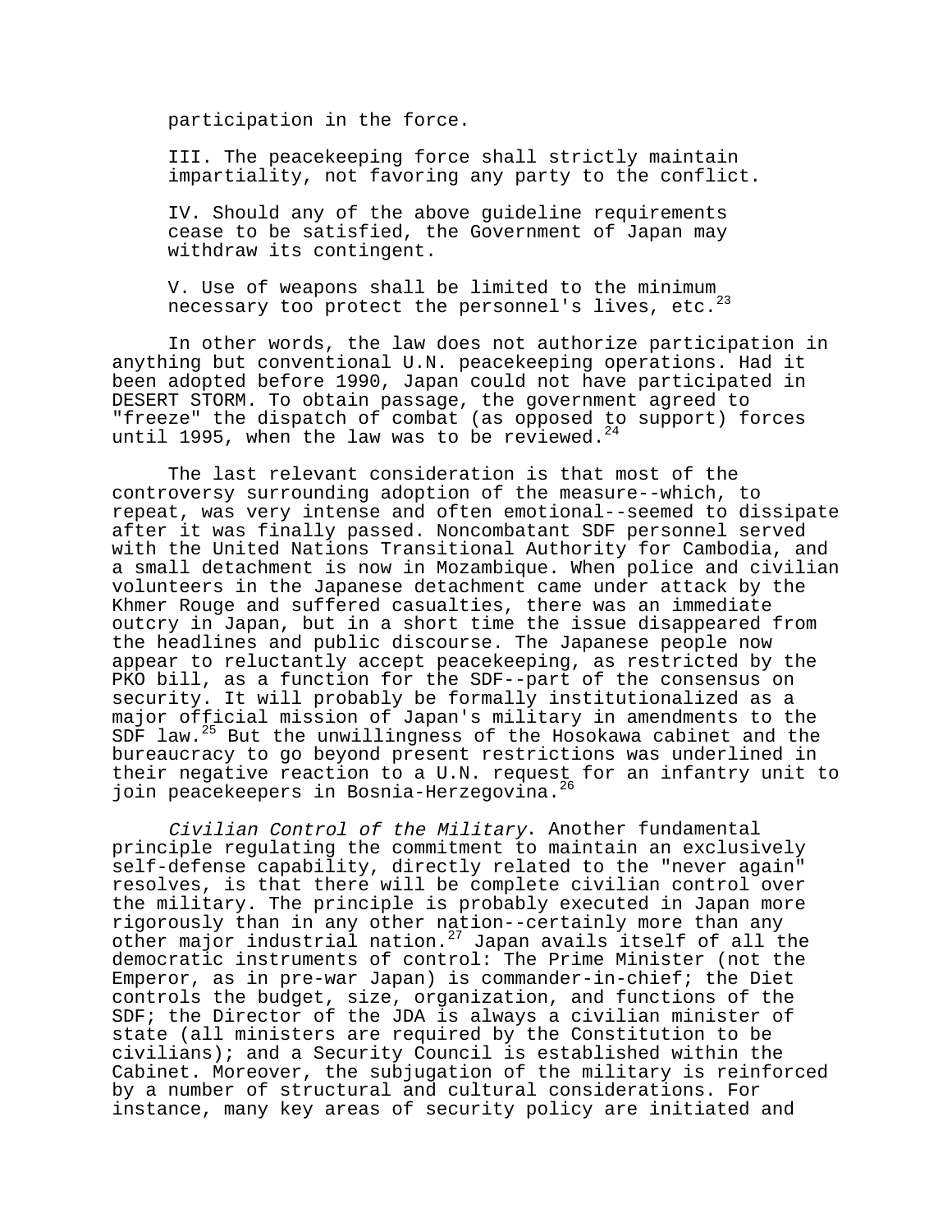participation in the force.

III. The peacekeeping force shall strictly maintain impartiality, not favoring any party to the conflict.

IV. Should any of the above guideline requirements cease to be satisfied, the Government of Japan may withdraw its contingent.

V. Use of weapons shall be limited to the minimum necessary too protect the personnel's lives, etc.[23]

In other words, the law does not authorize participation in anything but conventional U.N. peacekeeping operations. Had it been adopted before 1990, Japan could not have participated in DESERT STORM. To obtain passage, the government agreed to "freeze" the dispatch of combat (as opposed to support) forces until 1995, when the law was to be reviewed.[24]

The last relevant consideration is that most of the controversy surrounding adoption of the measure--which, to repeat, was very intense and often emotional--seemed to dissipate after it was finally passed. Noncombatant SDF personnel served with the United Nations Transitional Authority for Cambodia, and a small detachment is now in Mozambique. When police and civilian volunteers in the Japanese detachment came under attack by the Khmer Rouge and suffered casualties, there was an immediate outcry in Japan, but in a short time the issue disappeared from the headlines and public discourse. The Japanese people now appear to reluctantly accept peacekeeping, as restricted by the PKO bill, as a function for the SDF--part of the consensus on security. It will probably be formally institutionalized as a major official mission of Japan's military in amendments to the SDF law.[25] But the unwillingness of the Hosokawa cabinet and the bureaucracy to go beyond present restrictions was underlined in their negative reaction to a U.N. request for an infantry unit to join peacekeepers in Bosnia-Herzegovina.[26]

*Civilian Control of the Military*. Another fundamental principle regulating the commitment to maintain an exclusively self-defense capability, directly related to the "never again" resolves, is that there will be complete civilian control over the military. The principle is probably executed in Japan more rigorously than in any other nation--certainly more than any other major industrial nation.[27] Japan avails itself of all the democratic instruments of control: The Prime Minister (not the Emperor, as in pre-war Japan) is commander-in-chief; the Diet controls the budget, size, organization, and functions of the SDF; the Director of the JDA is always a civilian minister of state (all ministers are required by the Constitution to be civilians); and a Security Council is established within the Cabinet. Moreover, the subjugation of the military is reinforced by a number of structural and cultural considerations. For instance, many key areas of security policy are initiated and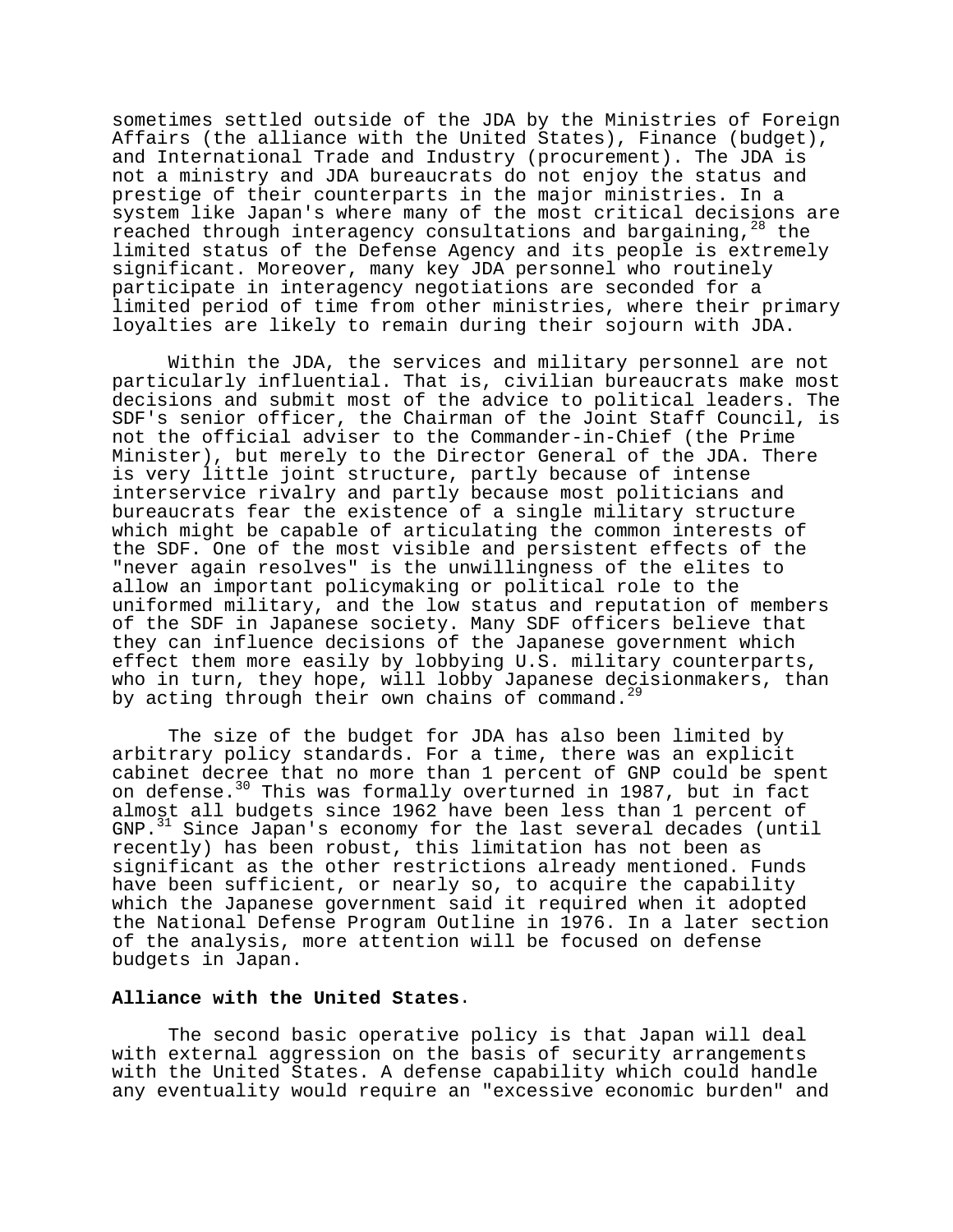sometimes settled outside of the JDA by the Ministries of Foreign Affairs (the alliance with the United States), Finance (budget), and International Trade and Industry (procurement). The JDA is not a ministry and JDA bureaucrats do not enjoy the status and prestige of their counterparts in the major ministries. In a system like Japan's where many of the most critical decisions are reached through interagency consultations and bargaining,[28] the limited status of the Defense Agency and its people is extremely significant. Moreover, many key JDA personnel who routinely participate in interagency negotiations are seconded for a limited period of time from other ministries, where their primary loyalties are likely to remain during their sojourn with JDA.

Within the JDA, the services and military personnel are not particularly influential. That is, civilian bureaucrats make most decisions and submit most of the advice to political leaders. The SDF's senior officer, the Chairman of the Joint Staff Council, is not the official adviser to the Commander-in-Chief (the Prime Minister), but merely to the Director General of the JDA. There is very little joint structure, partly because of intense interservice rivalry and partly because most politicians and bureaucrats fear the existence of a single military structure which might be capable of articulating the common interests of the SDF. One of the most visible and persistent effects of the "never again resolves" is the unwillingness of the elites to allow an important policymaking or political role to the uniformed military, and the low status and reputation of members of the SDF in Japanese society. Many SDF officers believe that they can influence decisions of the Japanese government which effect them more easily by lobbying U.S. military counterparts, who in turn, they hope, will lobby Japanese decisionmakers, than by acting through their own chains of command.[29]

The size of the budget for JDA has also been limited by arbitrary policy standards. For a time, there was an explicit cabinet decree that no more than 1 percent of GNP could be spent on defense.[30] This was formally overturned in 1987, but in fact almost all budgets since 1962 have been less than 1 percent of GNP.[31] Since Japan's economy for the last several decades (until recently) has been robust, this limitation has not been as significant as the other restrictions already mentioned. Funds have been sufficient, or nearly so, to acquire the capability which the Japanese government said it required when it adopted the National Defense Program Outline in 1976. In a later section of the analysis, more attention will be focused on defense budgets in Japan.

**Alliance with the United States**.

The second basic operative policy is that Japan will deal with external aggression on the basis of security arrangements with the United States. A defense capability which could handle any eventuality would require an "excessive economic burden" and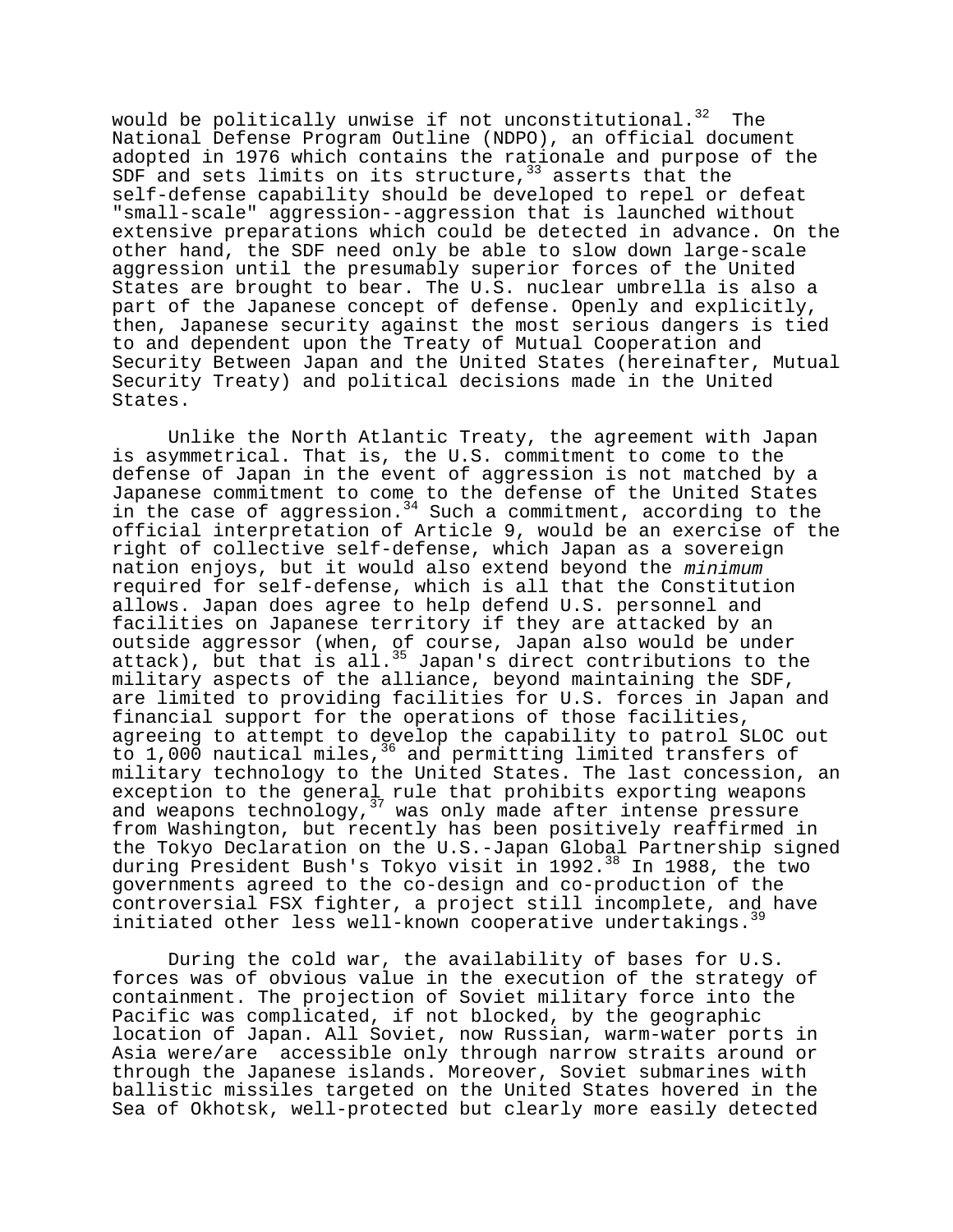would be politically unwise if not unconstitutional.[32] The National Defense Program Outline (NDPO), an official document adopted in 1976 which contains the rationale and purpose of the SDF and sets limits on its structure,[33] asserts that the self-defense capability should be developed to repel or defeat "small-scale" aggression--aggression that is launched without extensive preparations which could be detected in advance. On the other hand, the SDF need only be able to slow down large-scale aggression until the presumably superior forces of the United States are brought to bear. The U.S. nuclear umbrella is also a part of the Japanese concept of defense. Openly and explicitly, then, Japanese security against the most serious dangers is tied to and dependent upon the Treaty of Mutual Cooperation and Security Between Japan and the United States (hereinafter, Mutual Security Treaty) and political decisions made in the United States.

Unlike the North Atlantic Treaty, the agreement with Japan is asymmetrical. That is, the U.S. commitment to come to the defense of Japan in the event of aggression is not matched by a Japanese commitment to come to the defense of the United States in the case of aggression.[34] Such a commitment, according to the official interpretation of Article 9, would be an exercise of the right of collective self-defense, which Japan as a sovereign nation enjoys, but it would also extend beyond the *minimum* required for self-defense, which is all that the Constitution allows. Japan does agree to help defend U.S. personnel and facilities on Japanese territory if they are attacked by an outside aggressor (when, of course, Japan also would be under attack), but that is all.[35] Japan's direct contributions to the military aspects of the alliance, beyond maintaining the SDF, are limited to providing facilities for U.S. forces in Japan and financial support for the operations of those facilities, agreeing to attempt to develop the capability to patrol SLOC out to 1,000 nautical miles,[36] and permitting limited transfers of military technology to the United States. The last concession, an exception to the general rule that prohibits exporting weapons and weapons technology,[37] was only made after intense pressure from Washington, but recently has been positively reaffirmed in the Tokyo Declaration on the U.S.-Japan Global Partnership signed during President Bush's Tokyo visit in 1992.[38] In 1988, the two governments agreed to the co-design and co-production of the controversial FSX fighter, a project still incomplete, and have initiated other less well-known cooperative undertakings.[39]

During the cold war, the availability of bases for U.S. forces was of obvious value in the execution of the strategy of containment. The projection of Soviet military force into the Pacific was complicated, if not blocked, by the geographic location of Japan. All Soviet, now Russian, warm-water ports in Asia were/are accessible only through narrow straits around or through the Japanese islands. Moreover, Soviet submarines with ballistic missiles targeted on the United States hovered in the Sea of Okhotsk, well-protected but clearly more easily detected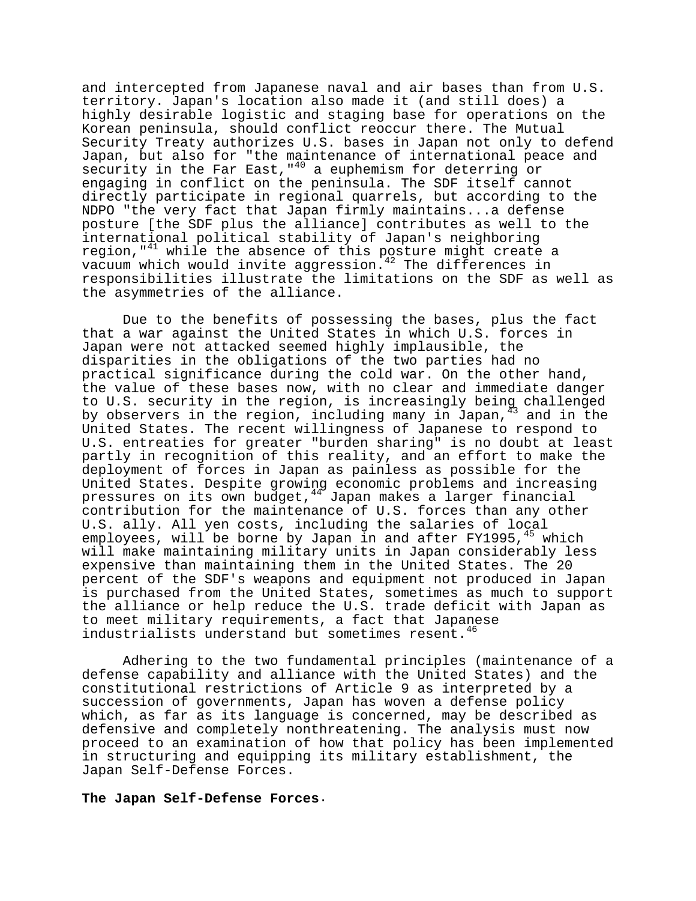and intercepted from Japanese naval and air bases than from U.S. territory. Japan's location also made it (and still does) a highly desirable logistic and staging base for operations on the Korean peninsula, should conflict reoccur there. The Mutual Security Treaty authorizes U.S. bases in Japan not only to defend Japan, but also for "the maintenance of international peace and security in the Far East,"[40] a euphemism for deterring or engaging in conflict on the peninsula. The SDF itself cannot directly participate in regional quarrels, but according to the NDPO "the very fact that Japan firmly maintains...a defense posture [the SDF plus the alliance] contributes as well to the international political stability of Japan's neighboring region,"[41] while the absence of this posture might create a vacuum which would invite aggression.[42] The differences in responsibilities illustrate the limitations on the SDF as well as the asymmetries of the alliance.

Due to the benefits of possessing the bases, plus the fact that a war against the United States in which U.S. forces in Japan were not attacked seemed highly implausible, the disparities in the obligations of the two parties had no practical significance during the cold war. On the other hand, the value of these bases now, with no clear and immediate danger to U.S. security in the region, is increasingly being challenged by observers in the region, including many in Japan,[43] and in the United States. The recent willingness of Japanese to respond to U.S. entreaties for greater "burden sharing" is no doubt at least partly in recognition of this reality, and an effort to make the deployment of forces in Japan as painless as possible for the United States. Despite growing economic problems and increasing pressures on its own budget,[44] Japan makes a larger financial contribution for the maintenance of U.S. forces than any other U.S. ally. All yen costs, including the salaries of local employees, will be borne by Japan in and after FY1995,[45] which will make maintaining military units in Japan considerably less expensive than maintaining them in the United States. The 20 percent of the SDF's weapons and equipment not produced in Japan is purchased from the United States, sometimes as much to support the alliance or help reduce the U.S. trade deficit with Japan as to meet military requirements, a fact that Japanese industrialists understand but sometimes resent.[46]

Adhering to the two fundamental principles (maintenance of a defense capability and alliance with the United States) and the constitutional restrictions of Article 9 as interpreted by a succession of governments, Japan has woven a defense policy which, as far as its language is concerned, may be described as defensive and completely nonthreatening. The analysis must now proceed to an examination of how that policy has been implemented in structuring and equipping its military establishment, the Japan Self-Defense Forces.

**The Japan Self-Defense Forces.**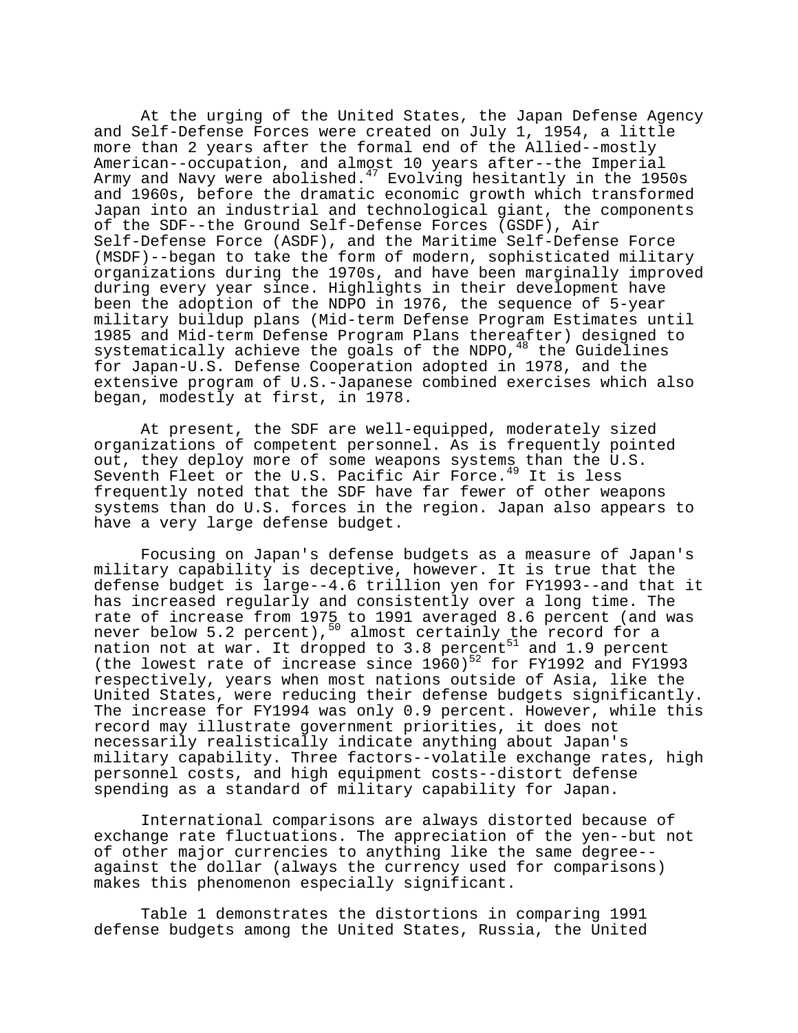At the urging of the United States, the Japan Defense Agency and Self-Defense Forces were created on July 1, 1954, a little more than 2 years after the formal end of the Allied--mostly American--occupation, and almost 10 years after--the Imperial Army and Navy were abolished.[47] Evolving hesitantly in the 1950s and 1960s, before the dramatic economic growth which transformed Japan into an industrial and technological giant, the components of the SDF--the Ground Self-Defense Forces (GSDF), Air Self-Defense Force (ASDF), and the Maritime Self-Defense Force (MSDF)--began to take the form of modern, sophisticated military organizations during the 1970s, and have been marginally improved during every year since. Highlights in their development have been the adoption of the NDPO in 1976, the sequence of 5-year military buildup plans (Mid-term Defense Program Estimates until 1985 and Mid-term Defense Program Plans thereafter) designed to systematically achieve the goals of the NDPO,[48] the Guidelines for Japan-U.S. Defense Cooperation adopted in 1978, and the extensive program of U.S.-Japanese combined exercises which also began, modestly at first, in 1978.

At present, the SDF are well-equipped, moderately sized organizations of competent personnel. As is frequently pointed out, they deploy more of some weapons systems than the U.S. Seventh Fleet or the U.S. Pacific Air Force.[49] It is less frequently noted that the SDF have far fewer of other weapons systems than do U.S. forces in the region. Japan also appears to have a very large defense budget.

Focusing on Japan's defense budgets as a measure of Japan's military capability is deceptive, however. It is true that the defense budget is large--4.6 trillion yen for FY1993--and that it has increased regularly and consistently over a long time. The rate of increase from 1975 to 1991 averaged 8.6 percent (and was never below 5.2 percent),[50] almost certainly the record for a nation not at war. It dropped to 3.8 percent[51] and 1.9 percent (the lowest rate of increase since 1960)[52] for FY1992 and FY1993 respectively, years when most nations outside of Asia, like the United States, were reducing their defense budgets significantly. The increase for FY1994 was only 0.9 percent. However, while this record may illustrate government priorities, it does not necessarily realistically indicate anything about Japan's military capability. Three factors--volatile exchange rates, high personnel costs, and high equipment costs--distort defense spending as a standard of military capability for Japan.

International comparisons are always distorted because of exchange rate fluctuations. The appreciation of the yen--but not of other major currencies to anything like the same degree--against the dollar (always the currency used for comparisons) makes this phenomenon especially significant.

Table 1 demonstrates the distortions in comparing 1991 defense budgets among the United States, Russia, the United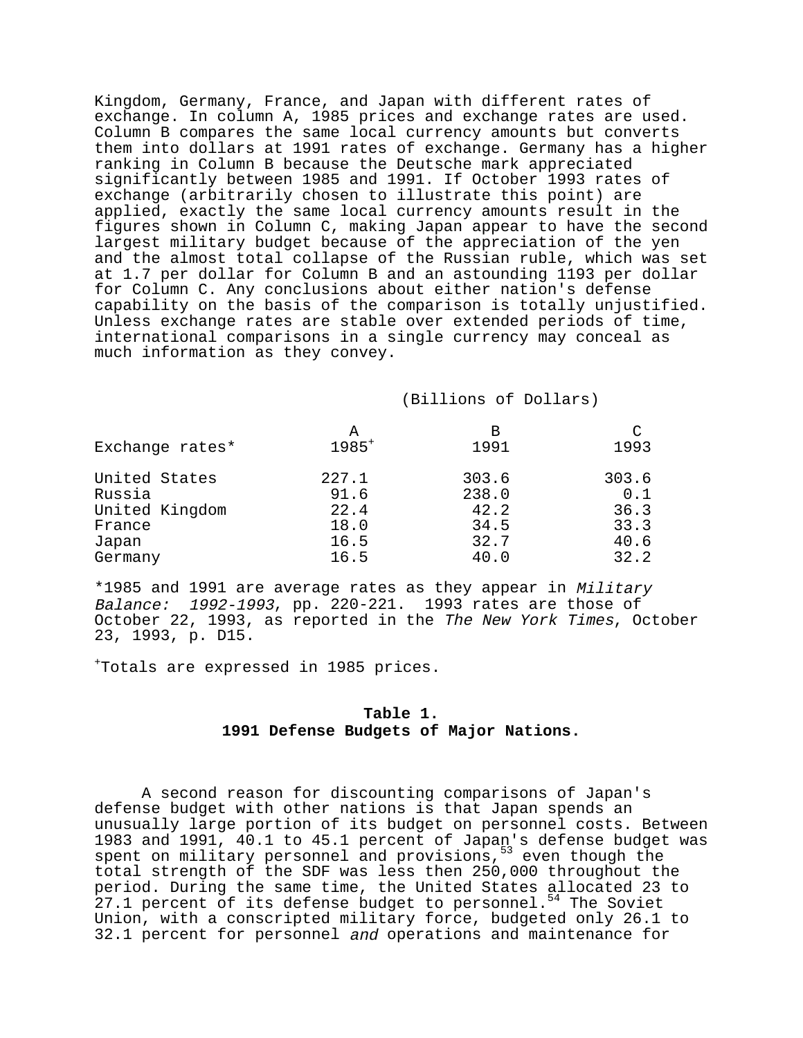Kingdom, Germany, France, and Japan with different rates of exchange. In column A, 1985 prices and exchange rates are used. Column B compares the same local currency amounts but converts them into dollars at 1991 rates of exchange. Germany has a higher ranking in Column B because the Deutsche mark appreciated significantly between 1985 and 1991. If October 1993 rates of exchange (arbitrarily chosen to illustrate this point) are applied, exactly the same local currency amounts result in the figures shown in Column C, making Japan appear to have the second largest military budget because of the appreciation of the yen and the almost total collapse of the Russian ruble, which was set at 1.7 per dollar for Column B and an astounding 1193 per dollar for Column C. Any conclusions about either nation's defense capability on the basis of the comparison is totally unjustified. Unless exchange rates are stable over extended periods of time, international comparisons in a single currency may conceal as much information as they convey.

(Billions of Dollars)

| | A | B | C |
|---|---|---|---|
| Exchange rates* | 1985[+] | 1991 | 1993 |
| United States | 227.1 | 303.6 | 303.6 |
| Russia | 91.6 | 238.0 | 0.1 |
| United Kingdom | 22.4 | 42.2 | 36.3 |
| France | 18.0 | 34.5 | 33.3 |
| Japan | 16.5 | 32.7 | 40.6 |
| Germany | 16.5 | 40.0 | 32.2 |

*1985 and 1991 are average rates as they appear in *Military Balance: 1992-1993*, pp. 220-221. 1993 rates are those of October 22, 1993, as reported in the *The New York Times*, October 23, 1993, p. D15.

[+]Totals are expressed in 1985 prices.

**Table 1.**
**1991 Defense Budgets of Major Nations.**

A second reason for discounting comparisons of Japan's defense budget with other nations is that Japan spends an unusually large portion of its budget on personnel costs. Between 1983 and 1991, 40.1 to 45.1 percent of Japan's defense budget was spent on military personnel and provisions,[53] even though the total strength of the SDF was less then 250,000 throughout the period. During the same time, the United States allocated 23 to 27.1 percent of its defense budget to personnel.[54] The Soviet Union, with a conscripted military force, budgeted only 26.1 to 32.1 percent for personnel *and* operations and maintenance for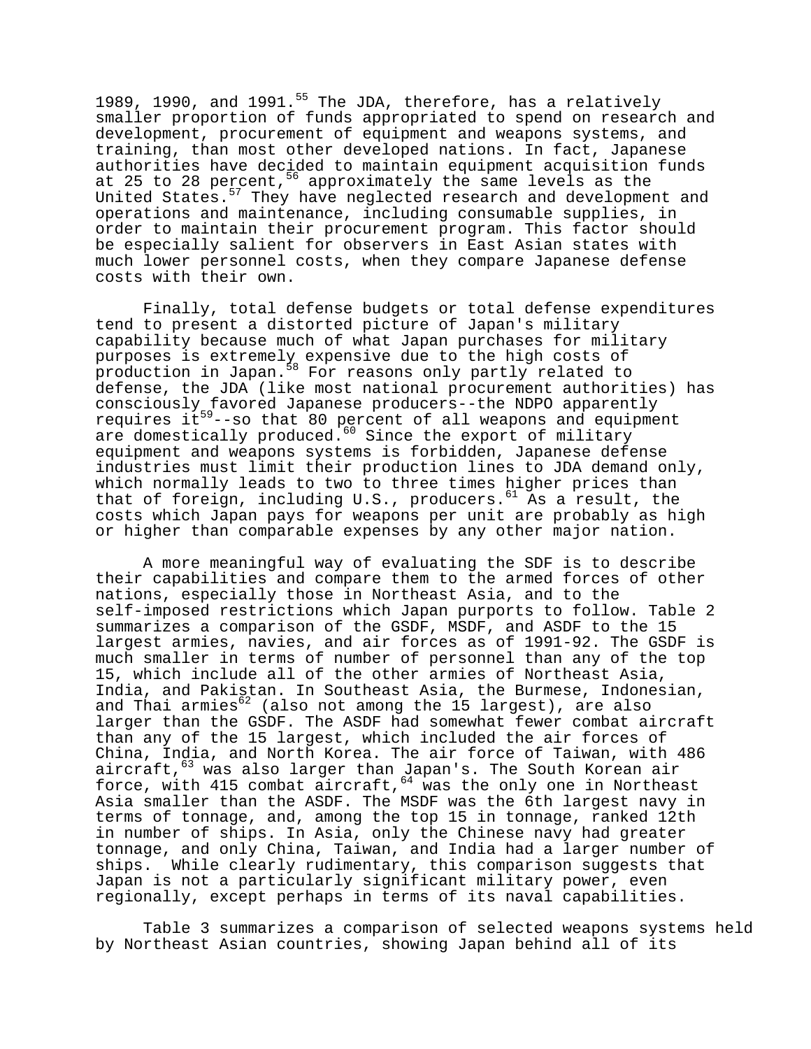1989, 1990, and 1991.[55] The JDA, therefore, has a relatively smaller proportion of funds appropriated to spend on research and development, procurement of equipment and weapons systems, and training, than most other developed nations. In fact, Japanese authorities have decided to maintain equipment acquisition funds at 25 to 28 percent,[56] approximately the same levels as the United States.[57] They have neglected research and development and operations and maintenance, including consumable supplies, in order to maintain their procurement program. This factor should be especially salient for observers in East Asian states with much lower personnel costs, when they compare Japanese defense costs with their own.

Finally, total defense budgets or total defense expenditures tend to present a distorted picture of Japan's military capability because much of what Japan purchases for military purposes is extremely expensive due to the high costs of production in Japan.[58] For reasons only partly related to defense, the JDA (like most national procurement authorities) has consciously favored Japanese producers--the NDPO apparently requires it[59]--so that 80 percent of all weapons and equipment are domestically produced.[60] Since the export of military equipment and weapons systems is forbidden, Japanese defense industries must limit their production lines to JDA demand only, which normally leads to two to three times higher prices than that of foreign, including U.S., producers.[61] As a result, the costs which Japan pays for weapons per unit are probably as high or higher than comparable expenses by any other major nation.

A more meaningful way of evaluating the SDF is to describe their capabilities and compare them to the armed forces of other nations, especially those in Northeast Asia, and to the self-imposed restrictions which Japan purports to follow. Table 2 summarizes a comparison of the GSDF, MSDF, and ASDF to the 15 largest armies, navies, and air forces as of 1991-92. The GSDF is much smaller in terms of number of personnel than any of the top 15, which include all of the other armies of Northeast Asia, India, and Pakistan. In Southeast Asia, the Burmese, Indonesian, and Thai armies[62] (also not among the 15 largest), are also larger than the GSDF. The ASDF had somewhat fewer combat aircraft than any of the 15 largest, which included the air forces of China, India, and North Korea. The air force of Taiwan, with 486 aircraft,[63] was also larger than Japan's. The South Korean air force, with 415 combat aircraft,[64] was the only one in Northeast Asia smaller than the ASDF. The MSDF was the 6th largest navy in terms of tonnage, and, among the top 15 in tonnage, ranked 12th in number of ships. In Asia, only the Chinese navy had greater tonnage, and only China, Taiwan, and India had a larger number of ships. While clearly rudimentary, this comparison suggests that Japan is not a particularly significant military power, even regionally, except perhaps in terms of its naval capabilities.

Table 3 summarizes a comparison of selected weapons systems held by Northeast Asian countries, showing Japan behind all of its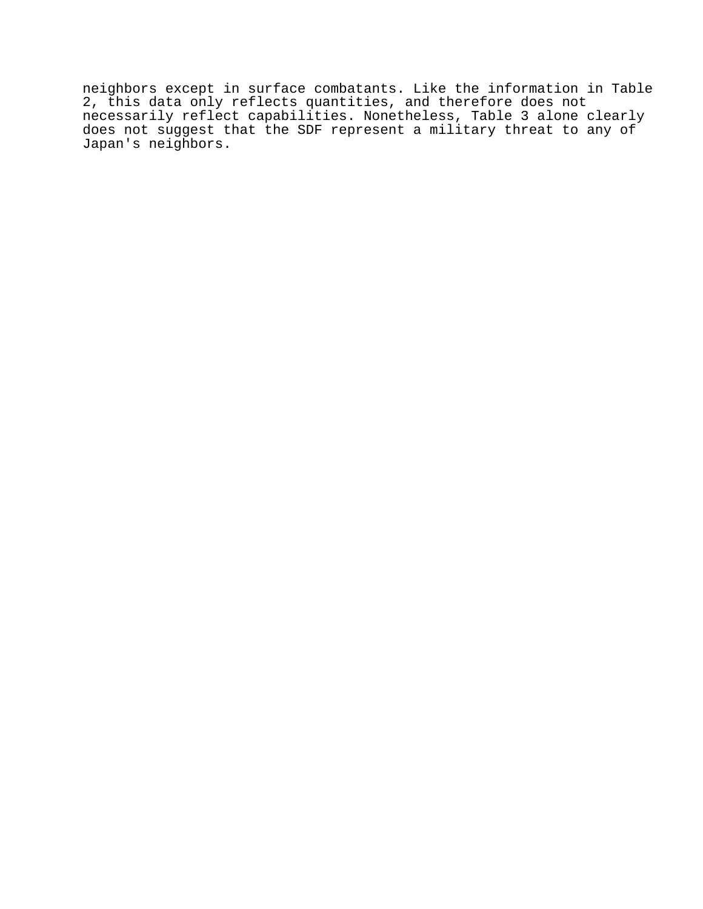neighbors except in surface combatants. Like the information in Table 2, this data only reflects quantities, and therefore does not necessarily reflect capabilities. Nonetheless, Table 3 alone clearly does not suggest that the SDF represent a military threat to any of Japan's neighbors.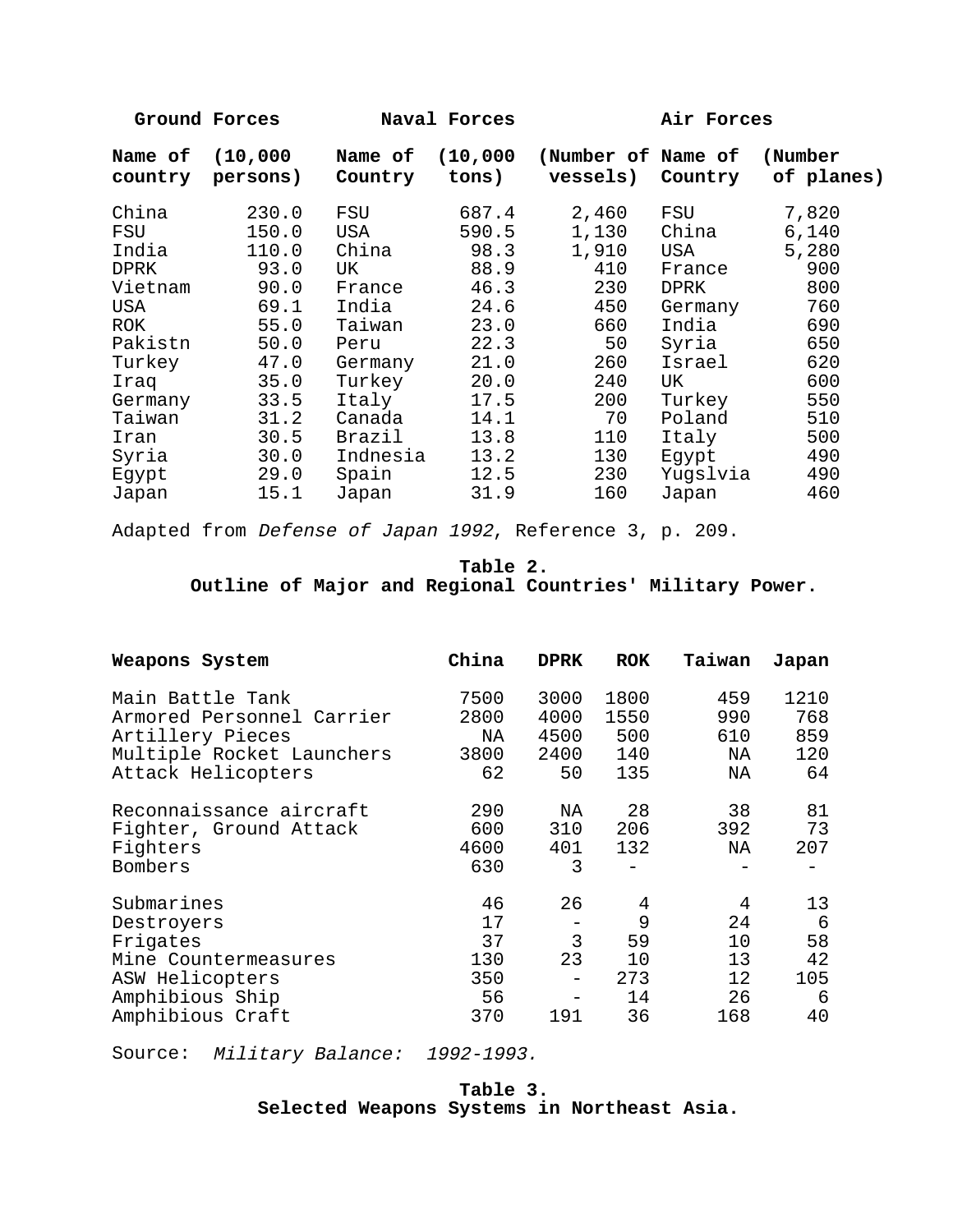| Ground Forces | | Naval Forces | | | Air Forces | |
|---|---|---|---|---|---|---|
| **Name of country** | **(10,000 persons)** | **Name of Country** | **(10,000 tons)** | **(Number of vessels)** | **Name of Country** | **(Number of planes)** |
| China | 230.0 | FSU | 687.4 | 2,460 | FSU | 7,820 |
| FSU | 150.0 | USA | 590.5 | 1,130 | China | 6,140 |
| India | 110.0 | China | 98.3 | 1,910 | USA | 5,280 |
| DPRK | 93.0 | UK | 88.9 | 410 | France | 900 |
| Vietnam | 90.0 | France | 46.3 | 230 | DPRK | 800 |
| USA | 69.1 | India | 24.6 | 450 | Germany | 760 |
| ROK | 55.0 | Taiwan | 23.0 | 660 | India | 690 |
| Pakistn | 50.0 | Peru | 22.3 | 50 | Syria | 650 |
| Turkey | 47.0 | Germany | 21.0 | 260 | Israel | 620 |
| Iraq | 35.0 | Turkey | 20.0 | 240 | UK | 600 |
| Germany | 33.5 | Italy | 17.5 | 200 | Turkey | 550 |
| Taiwan | 31.2 | Canada | 14.1 | 70 | Poland | 510 |
| Iran | 30.5 | Brazil | 13.8 | 110 | Italy | 500 |
| Syria | 30.0 | Indnesia | 13.2 | 130 | Egypt | 490 |
| Egypt | 29.0 | Spain | 12.5 | 230 | Yugslvia | 490 |
| Japan | 15.1 | Japan | 31.9 | 160 | Japan | 460 |

Adapted from *Defense of Japan 1992*, Reference 3, p. 209.

**Table 2.**
**Outline of Major and Regional Countries' Military Power.**

| Weapons System | China | DPRK | ROK | Taiwan | Japan |
|---|---|---|---|---|---|
| Main Battle Tank | 7500 | 3000 | 1800 | 459 | 1210 |
| Armored Personnel Carrier | 2800 | 4000 | 1550 | 990 | 768 |
| Artillery Pieces | NA | 4500 | 500 | 610 | 859 |
| Multiple Rocket Launchers | 3800 | 2400 | 140 | NA | 120 |
| Attack Helicopters | 62 | 50 | 135 | NA | 64 |
| Reconnaissance aircraft | 290 | NA | 28 | 38 | 81 |
| Fighter, Ground Attack | 600 | 310 | 206 | 392 | 73 |
| Fighters | 4600 | 401 | 132 | NA | 207 |
| Bombers | 630 | 3 | - | - | - |
| Submarines | 46 | 26 | 4 | 4 | 13 |
| Destroyers | 17 | - | 9 | 24 | 6 |
| Frigates | 37 | 3 | 59 | 10 | 58 |
| Mine Countermeasures | 130 | 23 | 10 | 13 | 42 |
| ASW Helicopters | 350 | - | 273 | 12 | 105 |
| Amphibious Ship | 56 | - | 14 | 26 | 6 |
| Amphibious Craft | 370 | 191 | 36 | 168 | 40 |

Source: *Military Balance: 1992-1993.*

**Table 3.**
**Selected Weapons Systems in Northeast Asia.**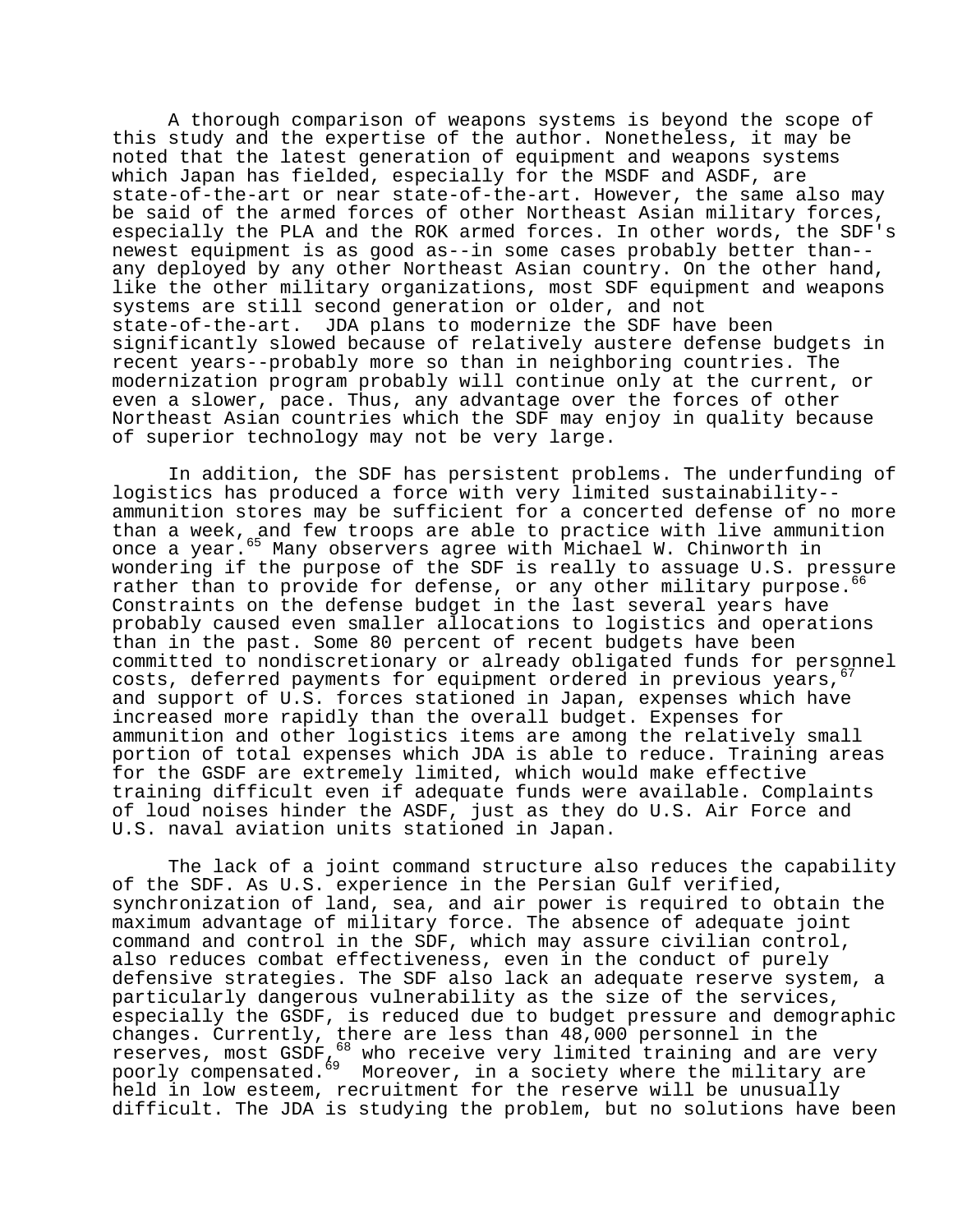A thorough comparison of weapons systems is beyond the scope of this study and the expertise of the author. Nonetheless, it may be noted that the latest generation of equipment and weapons systems which Japan has fielded, especially for the MSDF and ASDF, are state-of-the-art or near state-of-the-art. However, the same also may be said of the armed forces of other Northeast Asian military forces, especially the PLA and the ROK armed forces. In other words, the SDF's newest equipment is as good as--in some cases probably better than--any deployed by any other Northeast Asian country. On the other hand, like the other military organizations, most SDF equipment and weapons systems are still second generation or older, and not state-of-the-art. JDA plans to modernize the SDF have been significantly slowed because of relatively austere defense budgets in recent years--probably more so than in neighboring countries. The modernization program probably will continue only at the current, or even a slower, pace. Thus, any advantage over the forces of other Northeast Asian countries which the SDF may enjoy in quality because of superior technology may not be very large.

In addition, the SDF has persistent problems. The underfunding of logistics has produced a force with very limited sustainability--ammunition stores may be sufficient for a concerted defense of no more than a week, and few troops are able to practice with live ammunition once a year.[65] Many observers agree with Michael W. Chinworth in wondering if the purpose of the SDF is really to assuage U.S. pressure rather than to provide for defense, or any other military purpose.[66] Constraints on the defense budget in the last several years have probably caused even smaller allocations to logistics and operations than in the past. Some 80 percent of recent budgets have been committed to nondiscretionary or already obligated funds for personnel costs, deferred payments for equipment ordered in previous years,[67] and support of U.S. forces stationed in Japan, expenses which have increased more rapidly than the overall budget. Expenses for ammunition and other logistics items are among the relatively small portion of total expenses which JDA is able to reduce. Training areas for the GSDF are extremely limited, which would make effective training difficult even if adequate funds were available. Complaints of loud noises hinder the ASDF, just as they do U.S. Air Force and U.S. naval aviation units stationed in Japan.

The lack of a joint command structure also reduces the capability of the SDF. As U.S. experience in the Persian Gulf verified, synchronization of land, sea, and air power is required to obtain the maximum advantage of military force. The absence of adequate joint command and control in the SDF, which may assure civilian control, also reduces combat effectiveness, even in the conduct of purely defensive strategies. The SDF also lack an adequate reserve system, a particularly dangerous vulnerability as the size of the services, especially the GSDF, is reduced due to budget pressure and demographic changes. Currently, there are less than 48,000 personnel in the reserves, most GSDF,[68] who receive very limited training and are very poorly compensated.[69] Moreover, in a society where the military are held in low esteem, recruitment for the reserve will be unusually difficult. The JDA is studying the problem, but no solutions have been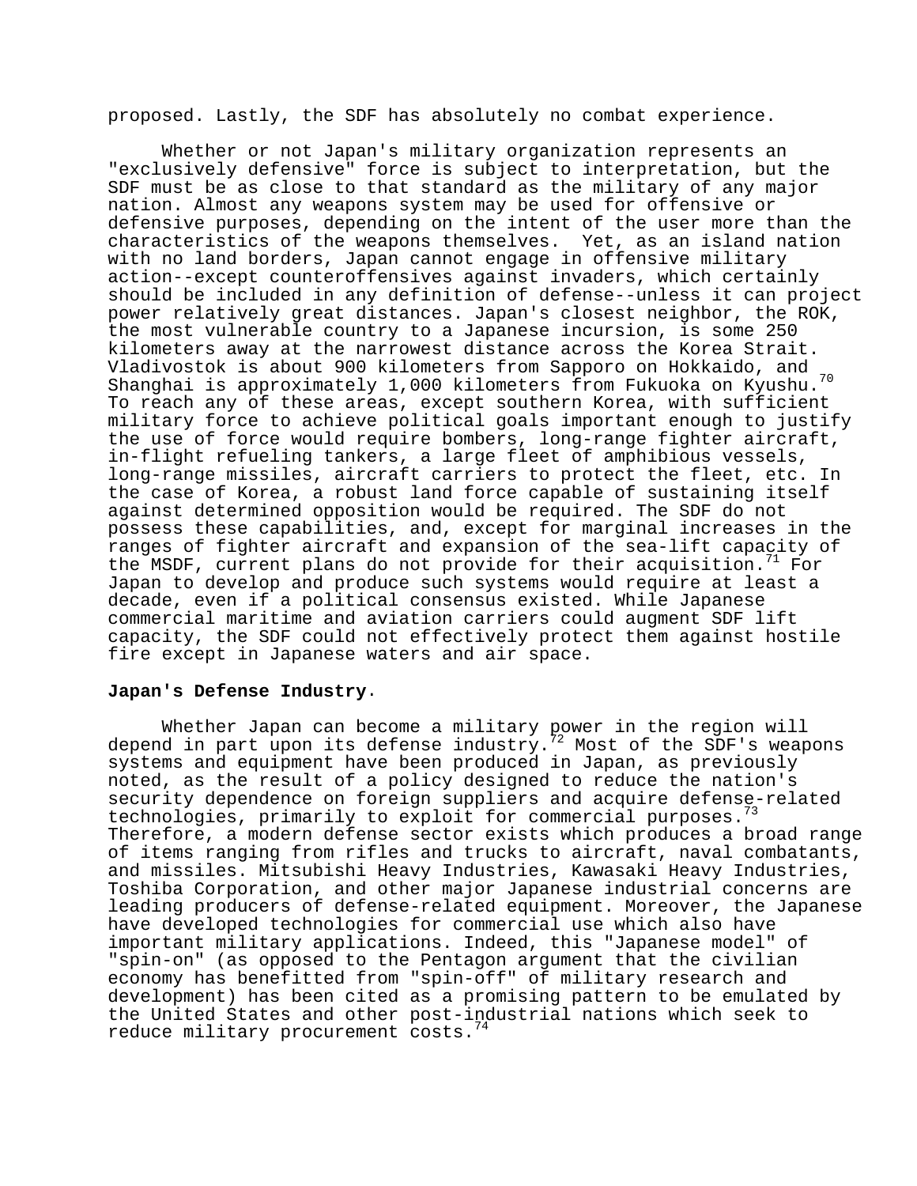proposed. Lastly, the SDF has absolutely no combat experience.

Whether or not Japan's military organization represents an "exclusively defensive" force is subject to interpretation, but the SDF must be as close to that standard as the military of any major nation. Almost any weapons system may be used for offensive or defensive purposes, depending on the intent of the user more than the characteristics of the weapons themselves. Yet, as an island nation with no land borders, Japan cannot engage in offensive military action--except counteroffensives against invaders, which certainly should be included in any definition of defense--unless it can project power relatively great distances. Japan's closest neighbor, the ROK, the most vulnerable country to a Japanese incursion, is some 250 kilometers away at the narrowest distance across the Korea Strait. Vladivostok is about 900 kilometers from Sapporo on Hokkaido, and Shanghai is approximately 1,000 kilometers from Fukuoka on Kyushu.[70] To reach any of these areas, except southern Korea, with sufficient military force to achieve political goals important enough to justify the use of force would require bombers, long-range fighter aircraft, in-flight refueling tankers, a large fleet of amphibious vessels, long-range missiles, aircraft carriers to protect the fleet, etc. In the case of Korea, a robust land force capable of sustaining itself against determined opposition would be required. The SDF do not possess these capabilities, and, except for marginal increases in the ranges of fighter aircraft and expansion of the sea-lift capacity of the MSDF, current plans do not provide for their acquisition.[71] For Japan to develop and produce such systems would require at least a decade, even if a political consensus existed. While Japanese commercial maritime and aviation carriers could augment SDF lift capacity, the SDF could not effectively protect them against hostile fire except in Japanese waters and air space.

**Japan's Defense Industry**.

Whether Japan can become a military power in the region will depend in part upon its defense industry.[72] Most of the SDF's weapons systems and equipment have been produced in Japan, as previously noted, as the result of a policy designed to reduce the nation's security dependence on foreign suppliers and acquire defense-related technologies, primarily to exploit for commercial purposes.[73] Therefore, a modern defense sector exists which produces a broad range of items ranging from rifles and trucks to aircraft, naval combatants, and missiles. Mitsubishi Heavy Industries, Kawasaki Heavy Industries, Toshiba Corporation, and other major Japanese industrial concerns are leading producers of defense-related equipment. Moreover, the Japanese have developed technologies for commercial use which also have important military applications. Indeed, this "Japanese model" of "spin-on" (as opposed to the Pentagon argument that the civilian economy has benefitted from "spin-off" of military research and development) has been cited as a promising pattern to be emulated by the United States and other post-industrial nations which seek to reduce military procurement costs.[74]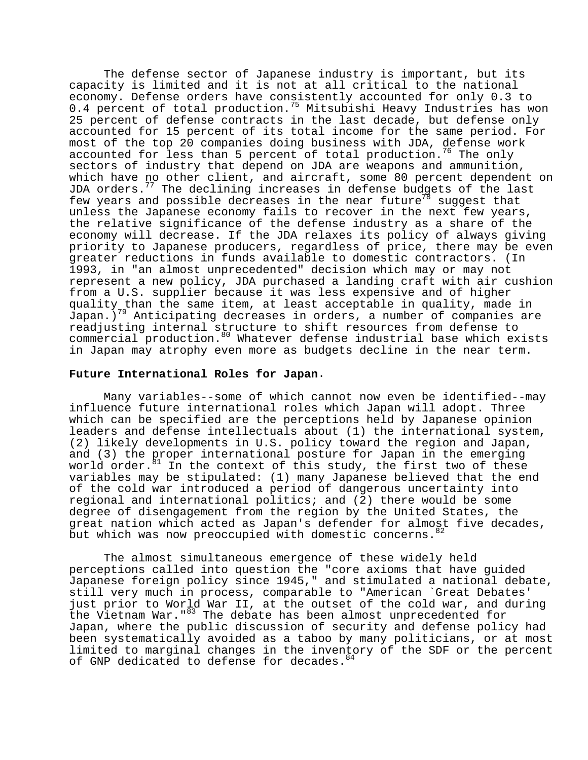The defense sector of Japanese industry is important, but its capacity is limited and it is not at all critical to the national economy. Defense orders have consistently accounted for only 0.3 to 0.4 percent of total production.[75] Mitsubishi Heavy Industries has won 25 percent of defense contracts in the last decade, but defense only accounted for 15 percent of its total income for the same period. For most of the top 20 companies doing business with JDA, defense work accounted for less than 5 percent of total production.[76] The only sectors of industry that depend on JDA are weapons and ammunition, which have no other client, and aircraft, some 80 percent dependent on JDA orders.[77] The declining increases in defense budgets of the last few years and possible decreases in the near future[78] suggest that unless the Japanese economy fails to recover in the next few years, the relative significance of the defense industry as a share of the economy will decrease. If the JDA relaxes its policy of always giving priority to Japanese producers, regardless of price, there may be even greater reductions in funds available to domestic contractors. (In 1993, in "an almost unprecedented" decision which may or may not represent a new policy, JDA purchased a landing craft with air cushion from a U.S. supplier because it was less expensive and of higher quality than the same item, at least acceptable in quality, made in Japan.)[79] Anticipating decreases in orders, a number of companies are readjusting internal structure to shift resources from defense to commercial production.[80] Whatever defense industrial base which exists in Japan may atrophy even more as budgets decline in the near term.

**Future International Roles for Japan**.

Many variables--some of which cannot now even be identified--may influence future international roles which Japan will adopt. Three which can be specified are the perceptions held by Japanese opinion leaders and defense intellectuals about (1) the international system, (2) likely developments in U.S. policy toward the region and Japan, and (3) the proper international posture for Japan in the emerging world order.[81] In the context of this study, the first two of these variables may be stipulated: (1) many Japanese believed that the end of the cold war introduced a period of dangerous uncertainty into regional and international politics; and (2) there would be some degree of disengagement from the region by the United States, the great nation which acted as Japan's defender for almost five decades, but which was now preoccupied with domestic concerns.[82]

The almost simultaneous emergence of these widely held perceptions called into question the "core axioms that have guided Japanese foreign policy since 1945," and stimulated a national debate, still very much in process, comparable to "American `Great Debates' just prior to World War II, at the outset of the cold war, and during the Vietnam War."[83] The debate has been almost unprecedented for Japan, where the public discussion of security and defense policy had been systematically avoided as a taboo by many politicians, or at most limited to marginal changes in the inventory of the SDF or the percent of GNP dedicated to defense for decades.[84]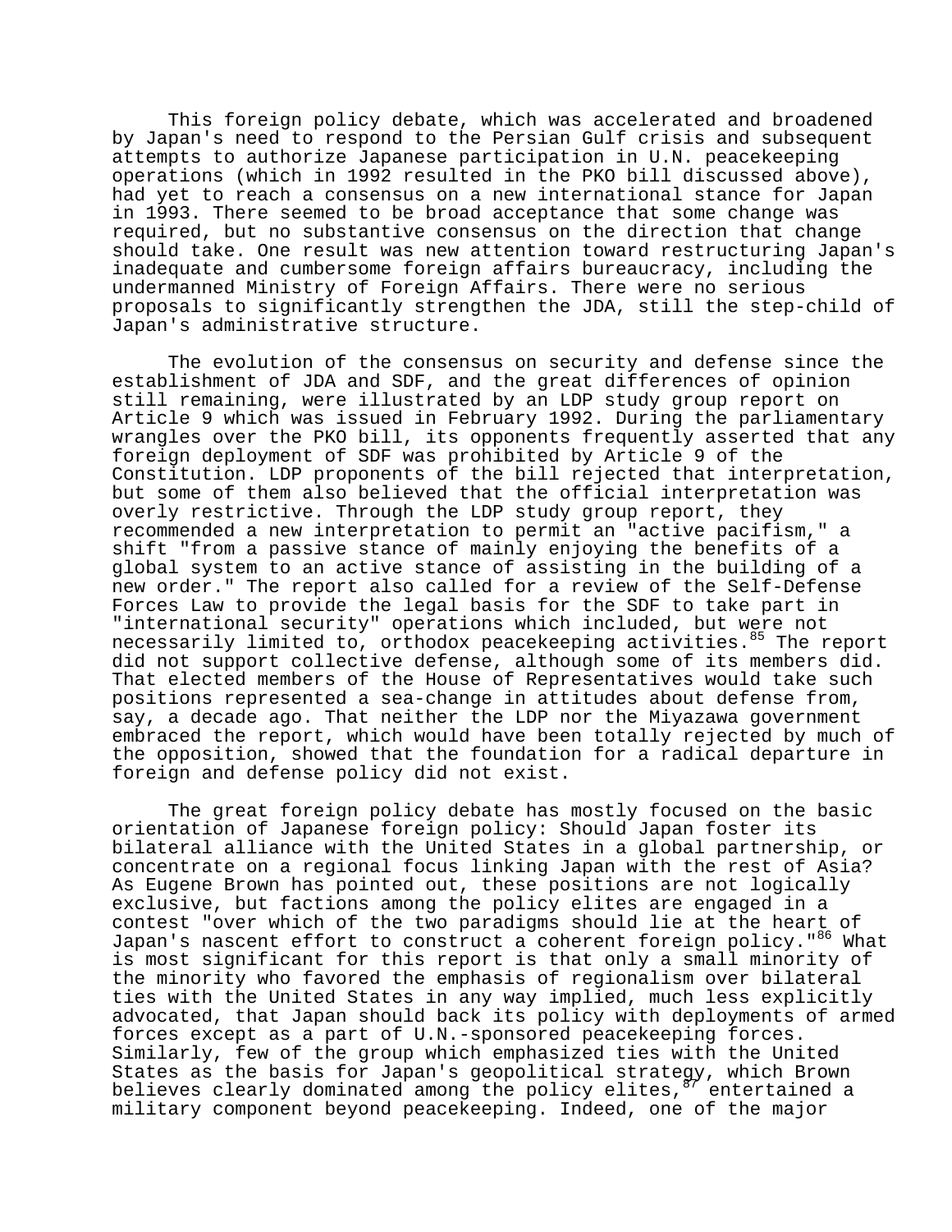This foreign policy debate, which was accelerated and broadened by Japan's need to respond to the Persian Gulf crisis and subsequent attempts to authorize Japanese participation in U.N. peacekeeping operations (which in 1992 resulted in the PKO bill discussed above), had yet to reach a consensus on a new international stance for Japan in 1993. There seemed to be broad acceptance that some change was required, but no substantive consensus on the direction that change should take. One result was new attention toward restructuring Japan's inadequate and cumbersome foreign affairs bureaucracy, including the undermanned Ministry of Foreign Affairs. There were no serious proposals to significantly strengthen the JDA, still the step-child of Japan's administrative structure.

The evolution of the consensus on security and defense since the establishment of JDA and SDF, and the great differences of opinion still remaining, were illustrated by an LDP study group report on Article 9 which was issued in February 1992. During the parliamentary wrangles over the PKO bill, its opponents frequently asserted that any foreign deployment of SDF was prohibited by Article 9 of the Constitution. LDP proponents of the bill rejected that interpretation, but some of them also believed that the official interpretation was overly restrictive. Through the LDP study group report, they recommended a new interpretation to permit an "active pacifism," a shift "from a passive stance of mainly enjoying the benefits of a global system to an active stance of assisting in the building of a new order." The report also called for a review of the Self-Defense Forces Law to provide the legal basis for the SDF to take part in "international security" operations which included, but were not necessarily limited to, orthodox peacekeeping activities.[85] The report did not support collective defense, although some of its members did. That elected members of the House of Representatives would take such positions represented a sea-change in attitudes about defense from, say, a decade ago. That neither the LDP nor the Miyazawa government embraced the report, which would have been totally rejected by much of the opposition, showed that the foundation for a radical departure in foreign and defense policy did not exist.

The great foreign policy debate has mostly focused on the basic orientation of Japanese foreign policy: Should Japan foster its bilateral alliance with the United States in a global partnership, or concentrate on a regional focus linking Japan with the rest of Asia? As Eugene Brown has pointed out, these positions are not logically exclusive, but factions among the policy elites are engaged in a contest "over which of the two paradigms should lie at the heart of Japan's nascent effort to construct a coherent foreign policy."[86] What is most significant for this report is that only a small minority of the minority who favored the emphasis of regionalism over bilateral ties with the United States in any way implied, much less explicitly advocated, that Japan should back its policy with deployments of armed forces except as a part of U.N.-sponsored peacekeeping forces. Similarly, few of the group which emphasized ties with the United States as the basis for Japan's geopolitical strategy, which Brown believes clearly dominated among the policy elites,[87] entertained a military component beyond peacekeeping. Indeed, one of the major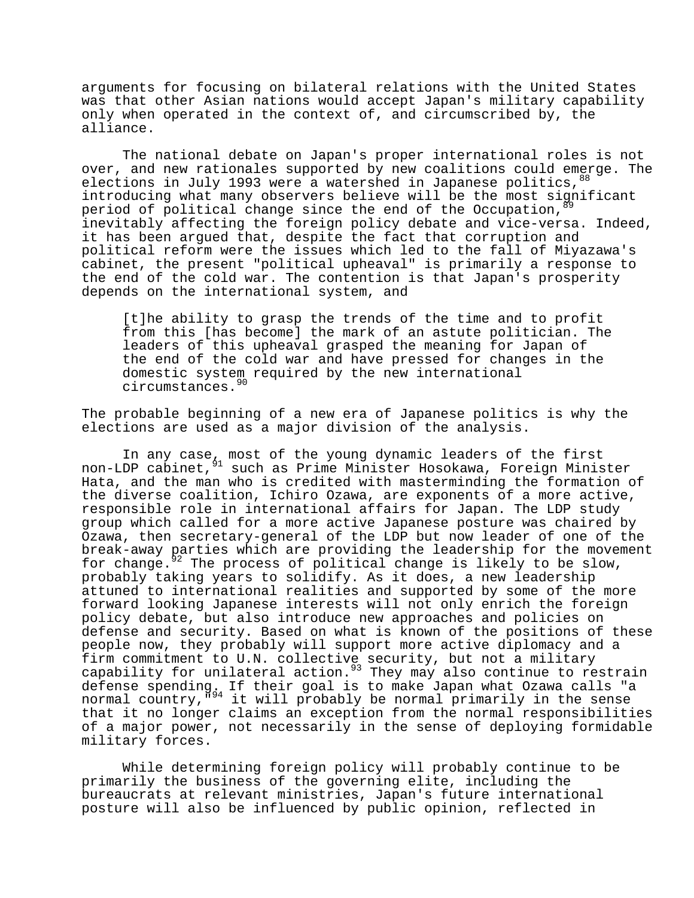arguments for focusing on bilateral relations with the United States was that other Asian nations would accept Japan's military capability only when operated in the context of, and circumscribed by, the alliance.

The national debate on Japan's proper international roles is not over, and new rationales supported by new coalitions could emerge. The elections in July 1993 were a watershed in Japanese politics,[88] introducing what many observers believe will be the most significant period of political change since the end of the Occupation,[89] inevitably affecting the foreign policy debate and vice-versa. Indeed, it has been argued that, despite the fact that corruption and political reform were the issues which led to the fall of Miyazawa's cabinet, the present "political upheaval" is primarily a response to the end of the cold war. The contention is that Japan's prosperity depends on the international system, and

> [t]he ability to grasp the trends of the time and to profit from this [has become] the mark of an astute politician. The leaders of this upheaval grasped the meaning for Japan of the end of the cold war and have pressed for changes in the domestic system required by the new international circumstances.[90]

The probable beginning of a new era of Japanese politics is why the elections are used as a major division of the analysis.

In any case, most of the young dynamic leaders of the first non-LDP cabinet,[91] such as Prime Minister Hosokawa, Foreign Minister Hata, and the man who is credited with masterminding the formation of the diverse coalition, Ichiro Ozawa, are exponents of a more active, responsible role in international affairs for Japan. The LDP study group which called for a more active Japanese posture was chaired by Ozawa, then secretary-general of the LDP but now leader of one of the break-away parties which are providing the leadership for the movement for change.[92] The process of political change is likely to be slow, probably taking years to solidify. As it does, a new leadership attuned to international realities and supported by some of the more forward looking Japanese interests will not only enrich the foreign policy debate, but also introduce new approaches and policies on defense and security. Based on what is known of the positions of these people now, they probably will support more active diplomacy and a firm commitment to U.N. collective security, but not a military capability for unilateral action.[93] They may also continue to restrain defense spending. If their goal is to make Japan what Ozawa calls "a normal country,"[94] it will probably be normal primarily in the sense that it no longer claims an exception from the normal responsibilities of a major power, not necessarily in the sense of deploying formidable military forces.

While determining foreign policy will probably continue to be primarily the business of the governing elite, including the bureaucrats at relevant ministries, Japan's future international posture will also be influenced by public opinion, reflected in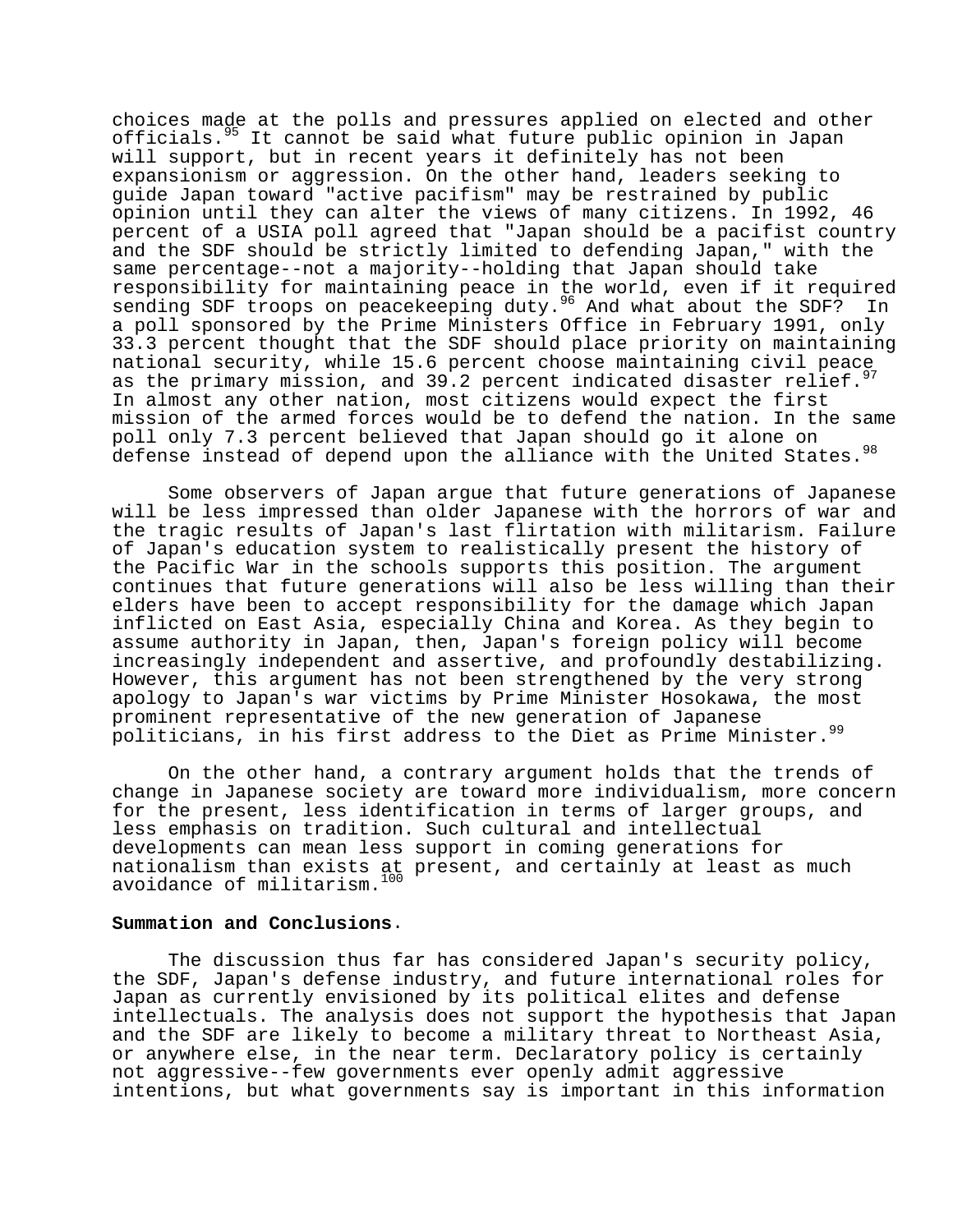choices made at the polls and pressures applied on elected and other officials.[95] It cannot be said what future public opinion in Japan will support, but in recent years it definitely has not been expansionism or aggression. On the other hand, leaders seeking to guide Japan toward "active pacifism" may be restrained by public opinion until they can alter the views of many citizens. In 1992, 46 percent of a USIA poll agreed that "Japan should be a pacifist country and the SDF should be strictly limited to defending Japan," with the same percentage--not a majority--holding that Japan should take responsibility for maintaining peace in the world, even if it required sending SDF troops on peacekeeping duty.[96] And what about the SDF? In a poll sponsored by the Prime Ministers Office in February 1991, only 33.3 percent thought that the SDF should place priority on maintaining national security, while 15.6 percent choose maintaining civil peace as the primary mission, and 39.2 percent indicated disaster relief.[97] In almost any other nation, most citizens would expect the first mission of the armed forces would be to defend the nation. In the same poll only 7.3 percent believed that Japan should go it alone on defense instead of depend upon the alliance with the United States.[98]

Some observers of Japan argue that future generations of Japanese will be less impressed than older Japanese with the horrors of war and the tragic results of Japan's last flirtation with militarism. Failure of Japan's education system to realistically present the history of the Pacific War in the schools supports this position. The argument continues that future generations will also be less willing than their elders have been to accept responsibility for the damage which Japan inflicted on East Asia, especially China and Korea. As they begin to assume authority in Japan, then, Japan's foreign policy will become increasingly independent and assertive, and profoundly destabilizing. However, this argument has not been strengthened by the very strong apology to Japan's war victims by Prime Minister Hosokawa, the most prominent representative of the new generation of Japanese politicians, in his first address to the Diet as Prime Minister.[99]

On the other hand, a contrary argument holds that the trends of change in Japanese society are toward more individualism, more concern for the present, less identification in terms of larger groups, and less emphasis on tradition. Such cultural and intellectual developments can mean less support in coming generations for nationalism than exists at present, and certainly at least as much avoidance of militarism.[100]

**Summation and Conclusions**.

The discussion thus far has considered Japan's security policy, the SDF, Japan's defense industry, and future international roles for Japan as currently envisioned by its political elites and defense intellectuals. The analysis does not support the hypothesis that Japan and the SDF are likely to become a military threat to Northeast Asia, or anywhere else, in the near term. Declaratory policy is certainly not aggressive--few governments ever openly admit aggressive intentions, but what governments say is important in this information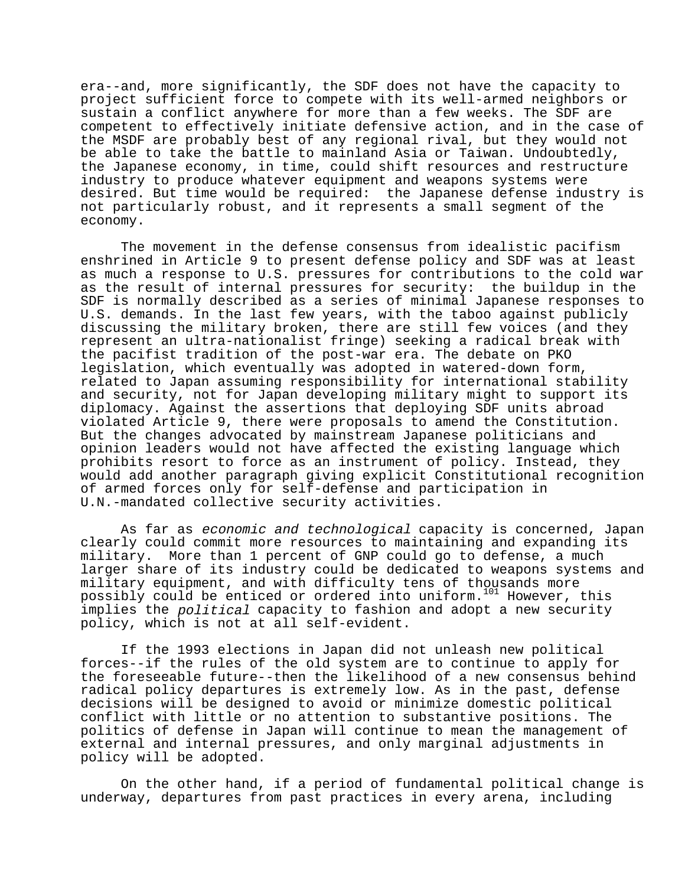era--and, more significantly, the SDF does not have the capacity to project sufficient force to compete with its well-armed neighbors or sustain a conflict anywhere for more than a few weeks. The SDF are competent to effectively initiate defensive action, and in the case of the MSDF are probably best of any regional rival, but they would not be able to take the battle to mainland Asia or Taiwan. Undoubtedly, the Japanese economy, in time, could shift resources and restructure industry to produce whatever equipment and weapons systems were desired. But time would be required: the Japanese defense industry is not particularly robust, and it represents a small segment of the economy.

The movement in the defense consensus from idealistic pacifism enshrined in Article 9 to present defense policy and SDF was at least as much a response to U.S. pressures for contributions to the cold war as the result of internal pressures for security: the buildup in the SDF is normally described as a series of minimal Japanese responses to U.S. demands. In the last few years, with the taboo against publicly discussing the military broken, there are still few voices (and they represent an ultra-nationalist fringe) seeking a radical break with the pacifist tradition of the post-war era. The debate on PKO legislation, which eventually was adopted in watered-down form, related to Japan assuming responsibility for international stability and security, not for Japan developing military might to support its diplomacy. Against the assertions that deploying SDF units abroad violated Article 9, there were proposals to amend the Constitution. But the changes advocated by mainstream Japanese politicians and opinion leaders would not have affected the existing language which prohibits resort to force as an instrument of policy. Instead, they would add another paragraph giving explicit Constitutional recognition of armed forces only for self-defense and participation in U.N.-mandated collective security activities.

As far as *economic and technological* capacity is concerned, Japan clearly could commit more resources to maintaining and expanding its military. More than 1 percent of GNP could go to defense, a much larger share of its industry could be dedicated to weapons systems and military equipment, and with difficulty tens of thousands more possibly could be enticed or ordered into uniform.[101] However, this implies the *political* capacity to fashion and adopt a new security policy, which is not at all self-evident.

If the 1993 elections in Japan did not unleash new political forces--if the rules of the old system are to continue to apply for the foreseeable future--then the likelihood of a new consensus behind radical policy departures is extremely low. As in the past, defense decisions will be designed to avoid or minimize domestic political conflict with little or no attention to substantive positions. The politics of defense in Japan will continue to mean the management of external and internal pressures, and only marginal adjustments in policy will be adopted.

On the other hand, if a period of fundamental political change is underway, departures from past practices in every arena, including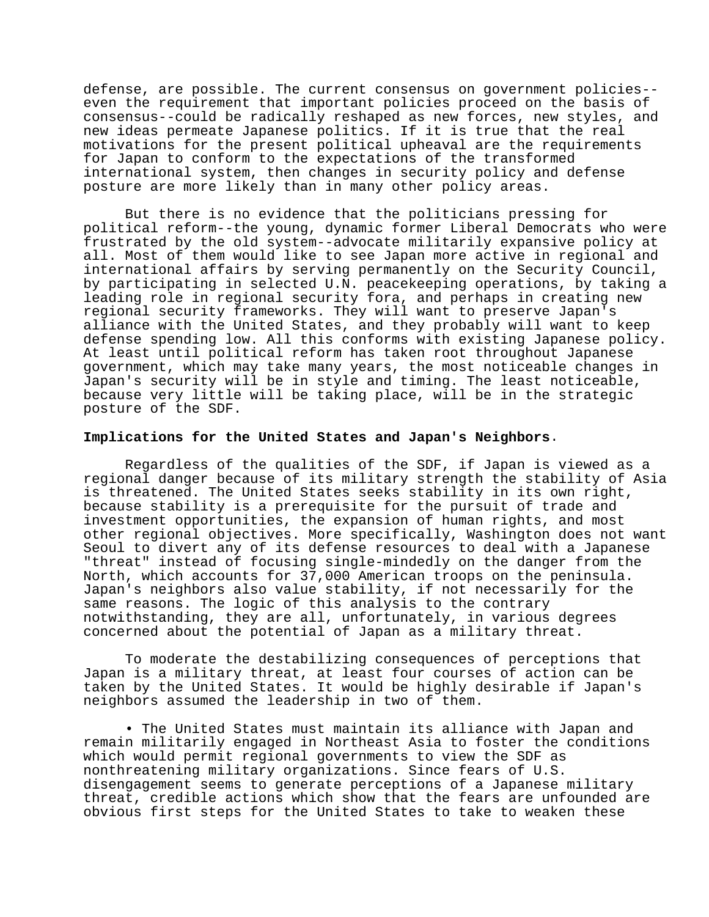defense, are possible. The current consensus on government policies--even the requirement that important policies proceed on the basis of consensus--could be radically reshaped as new forces, new styles, and new ideas permeate Japanese politics. If it is true that the real motivations for the present political upheaval are the requirements for Japan to conform to the expectations of the transformed international system, then changes in security policy and defense posture are more likely than in many other policy areas.

But there is no evidence that the politicians pressing for political reform--the young, dynamic former Liberal Democrats who were frustrated by the old system--advocate militarily expansive policy at all. Most of them would like to see Japan more active in regional and international affairs by serving permanently on the Security Council, by participating in selected U.N. peacekeeping operations, by taking a leading role in regional security fora, and perhaps in creating new regional security frameworks. They will want to preserve Japan's alliance with the United States, and they probably will want to keep defense spending low. All this conforms with existing Japanese policy. At least until political reform has taken root throughout Japanese government, which may take many years, the most noticeable changes in Japan's security will be in style and timing. The least noticeable, because very little will be taking place, will be in the strategic posture of the SDF.

**Implications for the United States and Japan's Neighbors**.

Regardless of the qualities of the SDF, if Japan is viewed as a regional danger because of its military strength the stability of Asia is threatened. The United States seeks stability in its own right, because stability is a prerequisite for the pursuit of trade and investment opportunities, the expansion of human rights, and most other regional objectives. More specifically, Washington does not want Seoul to divert any of its defense resources to deal with a Japanese "threat" instead of focusing single-mindedly on the danger from the North, which accounts for 37,000 American troops on the peninsula. Japan's neighbors also value stability, if not necessarily for the same reasons. The logic of this analysis to the contrary notwithstanding, they are all, unfortunately, in various degrees concerned about the potential of Japan as a military threat.

To moderate the destabilizing consequences of perceptions that Japan is a military threat, at least four courses of action can be taken by the United States. It would be highly desirable if Japan's neighbors assumed the leadership in two of them.

- The United States must maintain its alliance with Japan and remain militarily engaged in Northeast Asia to foster the conditions which would permit regional governments to view the SDF as nonthreatening military organizations. Since fears of U.S. disengagement seems to generate perceptions of a Japanese military threat, credible actions which show that the fears are unfounded are obvious first steps for the United States to take to weaken these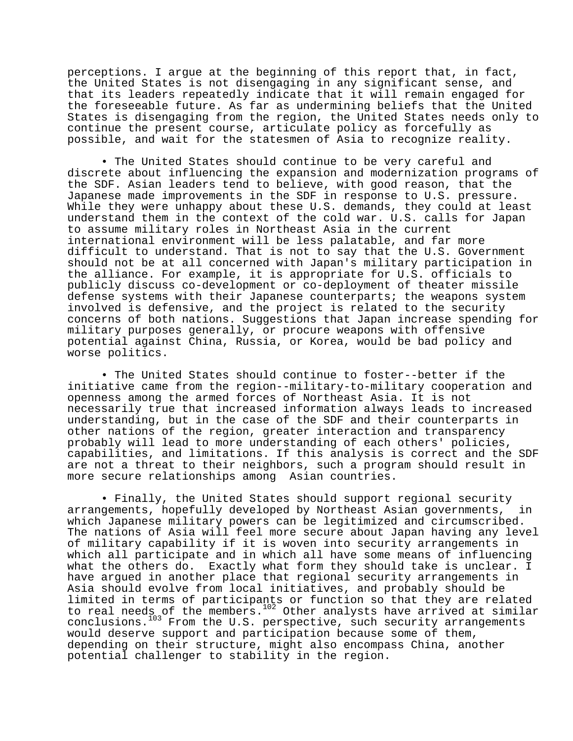perceptions. I argue at the beginning of this report that, in fact, the United States is not disengaging in any significant sense, and that its leaders repeatedly indicate that it will remain engaged for the foreseeable future. As far as undermining beliefs that the United States is disengaging from the region, the United States needs only to continue the present course, articulate policy as forcefully as possible, and wait for the statesmen of Asia to recognize reality.

• The United States should continue to be very careful and discrete about influencing the expansion and modernization programs of the SDF. Asian leaders tend to believe, with good reason, that the Japanese made improvements in the SDF in response to U.S. pressure. While they were unhappy about these U.S. demands, they could at least understand them in the context of the cold war. U.S. calls for Japan to assume military roles in Northeast Asia in the current international environment will be less palatable, and far more difficult to understand. That is not to say that the U.S. Government should not be at all concerned with Japan's military participation in the alliance. For example, it is appropriate for U.S. officials to publicly discuss co-development or co-deployment of theater missile defense systems with their Japanese counterparts; the weapons system involved is defensive, and the project is related to the security concerns of both nations. Suggestions that Japan increase spending for military purposes generally, or procure weapons with offensive potential against China, Russia, or Korea, would be bad policy and worse politics.

• The United States should continue to foster--better if the initiative came from the region--military-to-military cooperation and openness among the armed forces of Northeast Asia. It is not necessarily true that increased information always leads to increased understanding, but in the case of the SDF and their counterparts in other nations of the region, greater interaction and transparency probably will lead to more understanding of each others' policies, capabilities, and limitations. If this analysis is correct and the SDF are not a threat to their neighbors, such a program should result in more secure relationships among Asian countries.

• Finally, the United States should support regional security arrangements, hopefully developed by Northeast Asian governments, in which Japanese military powers can be legitimized and circumscribed. The nations of Asia will feel more secure about Japan having any level of military capability if it is woven into security arrangements in which all participate and in which all have some means of influencing what the others do. Exactly what form they should take is unclear. I have argued in another place that regional security arrangements in Asia should evolve from local initiatives, and probably should be limited in terms of participants or function so that they are related to real needs of the members.[102] Other analysts have arrived at similar conclusions.[103] From the U.S. perspective, such security arrangements would deserve support and participation because some of them, depending on their structure, might also encompass China, another potential challenger to stability in the region.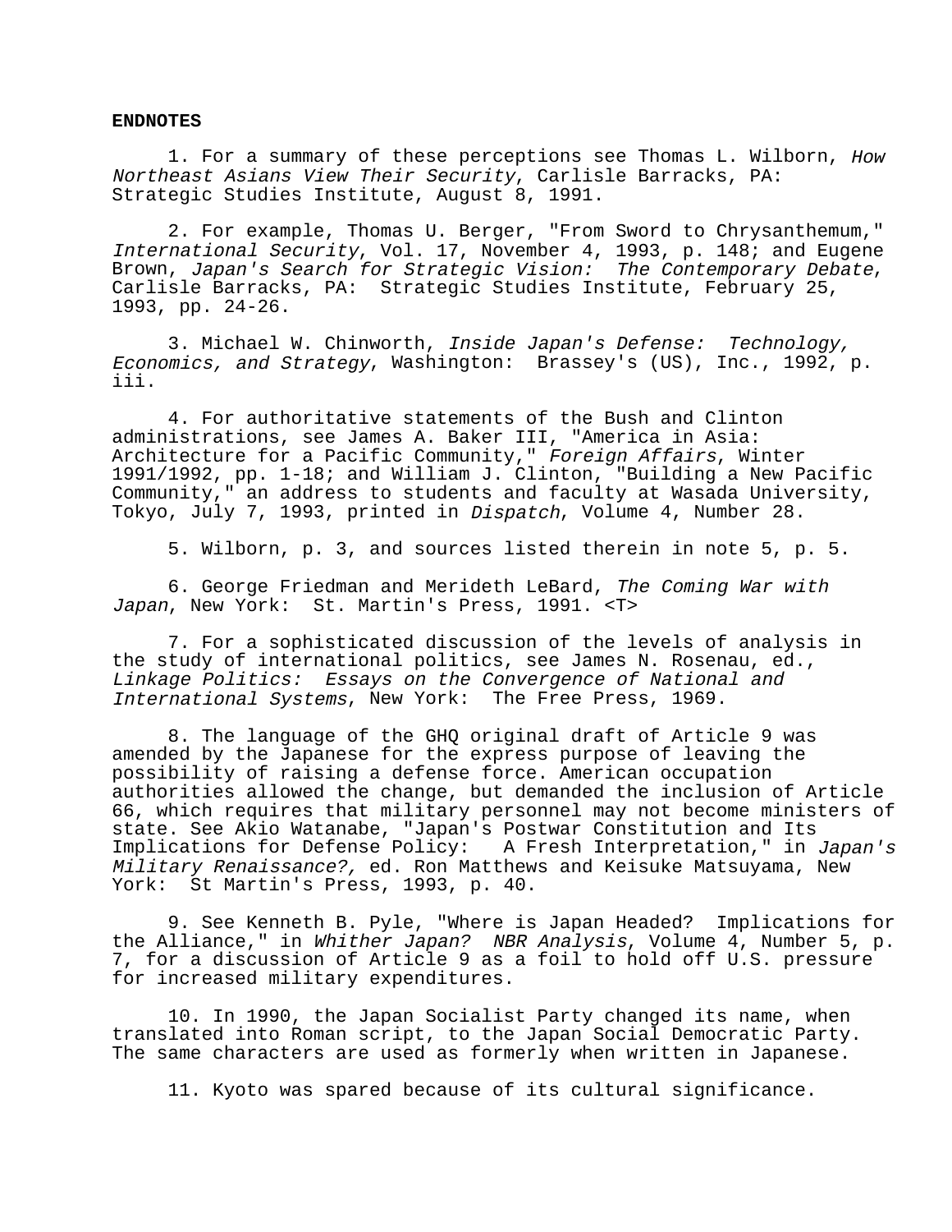**ENDNOTES**

1. For a summary of these perceptions see Thomas L. Wilborn, *How Northeast Asians View Their Security*, Carlisle Barracks, PA: Strategic Studies Institute, August 8, 1991.

2. For example, Thomas U. Berger, "From Sword to Chrysanthemum," *International Security*, Vol. 17, November 4, 1993, p. 148; and Eugene Brown, *Japan's Search for Strategic Vision: The Contemporary Debate*, Carlisle Barracks, PA: Strategic Studies Institute, February 25, 1993, pp. 24-26.

3. Michael W. Chinworth, *Inside Japan's Defense: Technology, Economics, and Strategy*, Washington: Brassey's (US), Inc., 1992, p. iii.

4. For authoritative statements of the Bush and Clinton administrations, see James A. Baker III, "America in Asia: Architecture for a Pacific Community," *Foreign Affairs*, Winter 1991/1992, pp. 1-18; and William J. Clinton, "Building a New Pacific Community," an address to students and faculty at Wasada University, Tokyo, July 7, 1993, printed in *Dispatch*, Volume 4, Number 28.

5. Wilborn, p. 3, and sources listed therein in note 5, p. 5.

6. George Friedman and Merideth LeBard, *The Coming War with Japan*, New York: St. Martin's Press, 1991. <T>

7. For a sophisticated discussion of the levels of analysis in the study of international politics, see James N. Rosenau, ed., *Linkage Politics: Essays on the Convergence of National and International Systems*, New York: The Free Press, 1969.

8. The language of the GHQ original draft of Article 9 was amended by the Japanese for the express purpose of leaving the possibility of raising a defense force. American occupation authorities allowed the change, but demanded the inclusion of Article 66, which requires that military personnel may not become ministers of state. See Akio Watanabe, "Japan's Postwar Constitution and Its Implications for Defense Policy: A Fresh Interpretation," in *Japan's Military Renaissance?,* ed. Ron Matthews and Keisuke Matsuyama, New York: St Martin's Press, 1993, p. 40.

9. See Kenneth B. Pyle, "Where is Japan Headed? Implications for the Alliance," in *Whither Japan? NBR Analysis*, Volume 4, Number 5, p. 7, for a discussion of Article 9 as a foil to hold off U.S. pressure for increased military expenditures.

10. In 1990, the Japan Socialist Party changed its name, when translated into Roman script, to the Japan Social Democratic Party. The same characters are used as formerly when written in Japanese.

11. Kyoto was spared because of its cultural significance.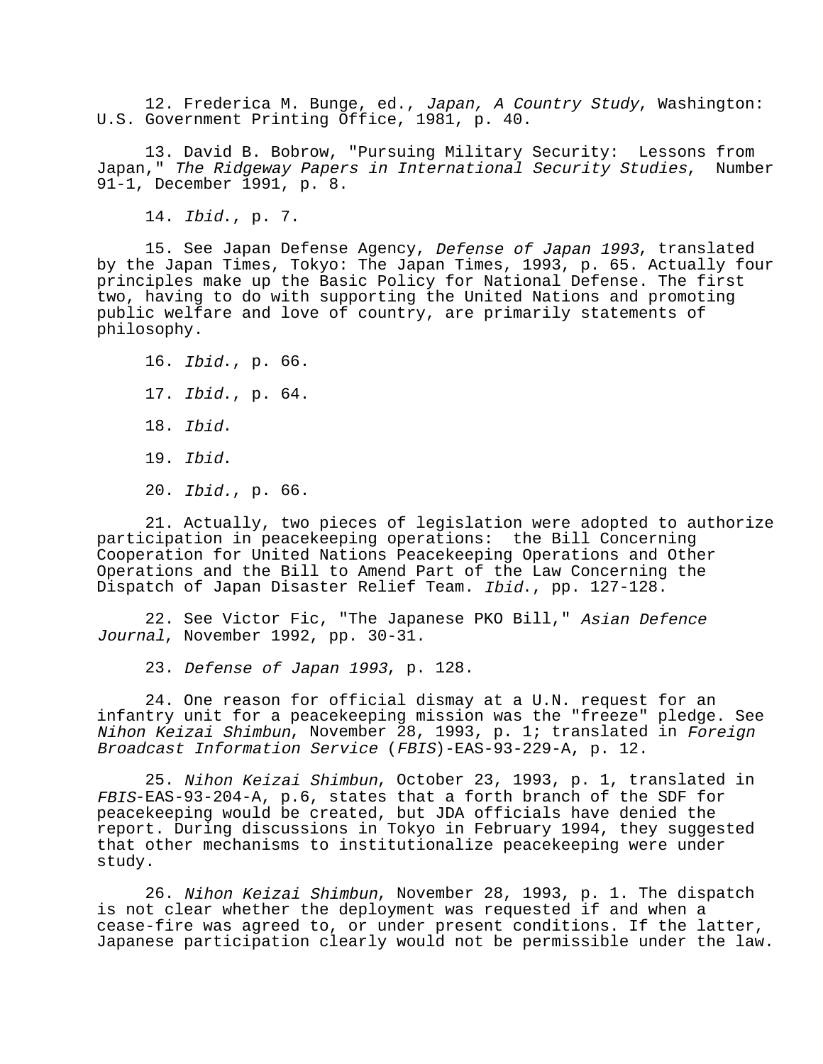12. Frederica M. Bunge, ed., *Japan, A Country Study*, Washington: U.S. Government Printing Office, 1981, p. 40.

13. David B. Bobrow, "Pursuing Military Security: Lessons from Japan," *The Ridgeway Papers in International Security Studies*, Number 91-1, December 1991, p. 8.

14. *Ibid*., p. 7.

15. See Japan Defense Agency, *Defense of Japan 1993*, translated by the Japan Times, Tokyo: The Japan Times, 1993, p. 65. Actually four principles make up the Basic Policy for National Defense. The first two, having to do with supporting the United Nations and promoting public welfare and love of country, are primarily statements of philosophy.

16. *Ibid*., p. 66.

17. *Ibid*., p. 64.

18. *Ibid*.

19. *Ibid*.

20. *Ibid.*, p. 66.

21. Actually, two pieces of legislation were adopted to authorize participation in peacekeeping operations: the Bill Concerning Cooperation for United Nations Peacekeeping Operations and Other Operations and the Bill to Amend Part of the Law Concerning the Dispatch of Japan Disaster Relief Team. *Ibid*., pp. 127-128.

22. See Victor Fic, "The Japanese PKO Bill," *Asian Defence Journal*, November 1992, pp. 30-31.

23. *Defense of Japan 1993*, p. 128.

24. One reason for official dismay at a U.N. request for an infantry unit for a peacekeeping mission was the "freeze" pledge. See *Nihon Keizai Shimbun*, November 28, 1993, p. 1; translated in *Foreign Broadcast Information Service* (*FBIS*)-EAS-93-229-A, p. 12.

25. *Nihon Keizai Shimbun*, October 23, 1993, p. 1, translated in *FBIS*-EAS-93-204-A, p.6, states that a forth branch of the SDF for peacekeeping would be created, but JDA officials have denied the report. During discussions in Tokyo in February 1994, they suggested that other mechanisms to institutionalize peacekeeping were under study.

26. *Nihon Keizai Shimbun*, November 28, 1993, p. 1. The dispatch is not clear whether the deployment was requested if and when a cease-fire was agreed to, or under present conditions. If the latter, Japanese participation clearly would not be permissible under the law.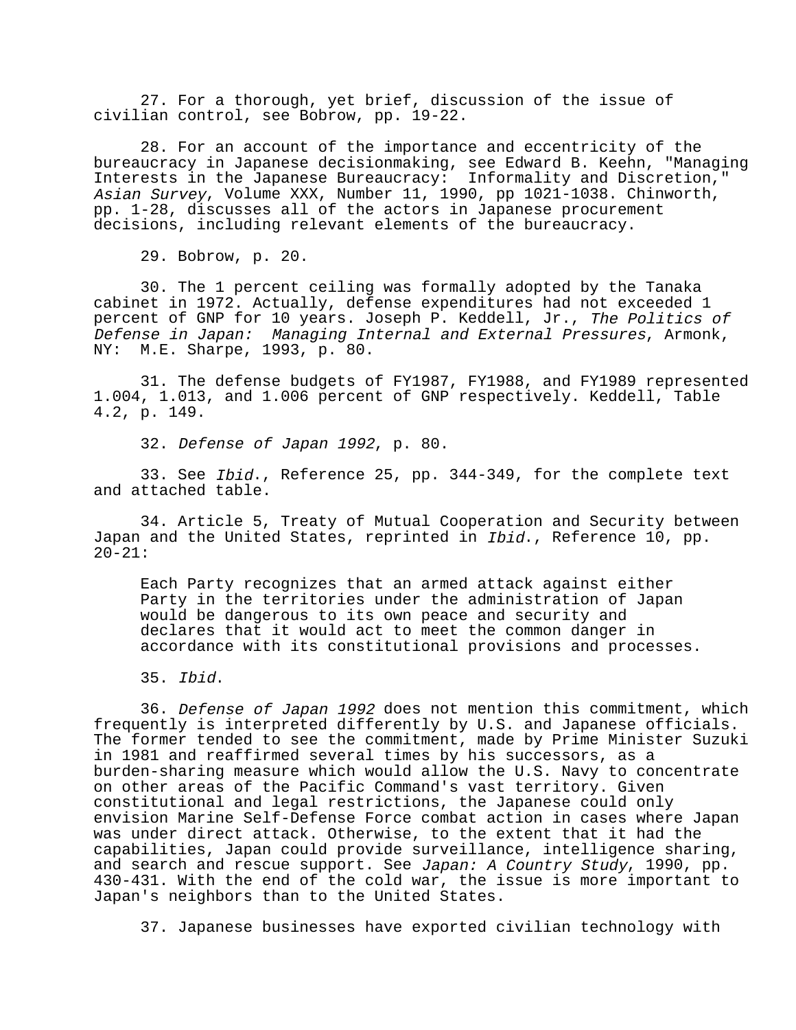27. For a thorough, yet brief, discussion of the issue of civilian control, see Bobrow, pp. 19-22.

28. For an account of the importance and eccentricity of the bureaucracy in Japanese decisionmaking, see Edward B. Keehn, "Managing Interests in the Japanese Bureaucracy: Informality and Discretion," *Asian Survey*, Volume XXX, Number 11, 1990, pp 1021-1038. Chinworth, pp. 1-28, discusses all of the actors in Japanese procurement decisions, including relevant elements of the bureaucracy.

29. Bobrow, p. 20.

30. The 1 percent ceiling was formally adopted by the Tanaka cabinet in 1972. Actually, defense expenditures had not exceeded 1 percent of GNP for 10 years. Joseph P. Keddell, Jr., *The Politics of Defense in Japan: Managing Internal and External Pressures*, Armonk, NY: M.E. Sharpe, 1993, p. 80.

31. The defense budgets of FY1987, FY1988, and FY1989 represented 1.004, 1.013, and 1.006 percent of GNP respectively. Keddell, Table 4.2, p. 149.

32. *Defense of Japan 1992*, p. 80.

33. See *Ibid*., Reference 25, pp. 344-349, for the complete text and attached table.

34. Article 5, Treaty of Mutual Cooperation and Security between Japan and the United States, reprinted in *Ibid*., Reference 10, pp. 20-21:

> Each Party recognizes that an armed attack against either Party in the territories under the administration of Japan would be dangerous to its own peace and security and declares that it would act to meet the common danger in accordance with its constitutional provisions and processes.

35. *Ibid*.

36. *Defense of Japan 1992* does not mention this commitment, which frequently is interpreted differently by U.S. and Japanese officials. The former tended to see the commitment, made by Prime Minister Suzuki in 1981 and reaffirmed several times by his successors, as a burden-sharing measure which would allow the U.S. Navy to concentrate on other areas of the Pacific Command's vast territory. Given constitutional and legal restrictions, the Japanese could only envision Marine Self-Defense Force combat action in cases where Japan was under direct attack. Otherwise, to the extent that it had the capabilities, Japan could provide surveillance, intelligence sharing, and search and rescue support. See *Japan: A Country Study*, 1990, pp. 430-431. With the end of the cold war, the issue is more important to Japan's neighbors than to the United States.

37. Japanese businesses have exported civilian technology with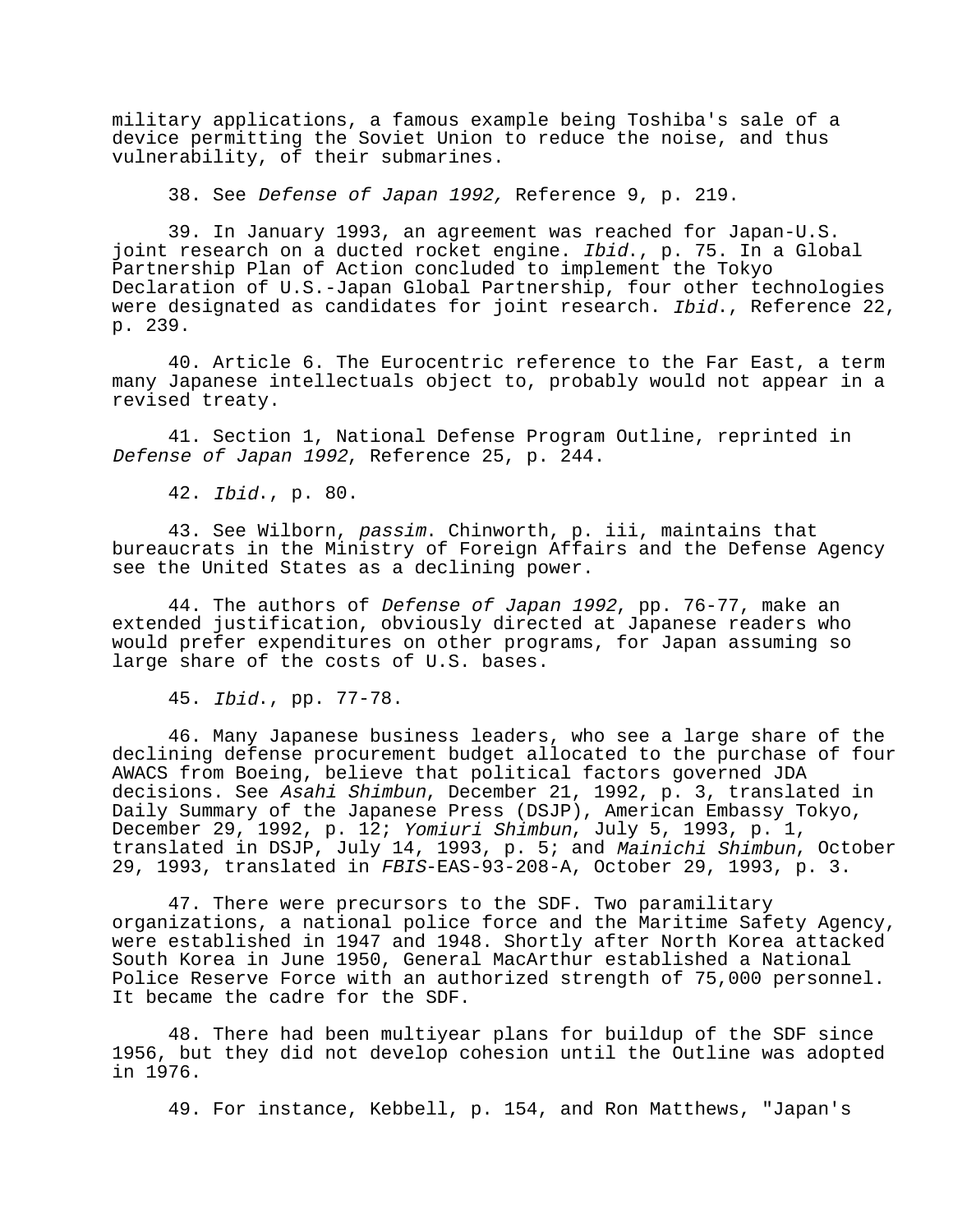military applications, a famous example being Toshiba's sale of a device permitting the Soviet Union to reduce the noise, and thus vulnerability, of their submarines.

38. See *Defense of Japan 1992,* Reference 9, p. 219.

39. In January 1993, an agreement was reached for Japan-U.S. joint research on a ducted rocket engine. *Ibid*., p. 75. In a Global Partnership Plan of Action concluded to implement the Tokyo Declaration of U.S.-Japan Global Partnership, four other technologies were designated as candidates for joint research. *Ibid*., Reference 22, p. 239.

40. Article 6. The Eurocentric reference to the Far East, a term many Japanese intellectuals object to, probably would not appear in a revised treaty.

41. Section 1, National Defense Program Outline, reprinted in *Defense of Japan 1992*, Reference 25, p. 244.

42. *Ibid*., p. 80.

43. See Wilborn, *passim*. Chinworth, p. iii, maintains that bureaucrats in the Ministry of Foreign Affairs and the Defense Agency see the United States as a declining power.

44. The authors of *Defense of Japan 1992*, pp. 76-77, make an extended justification, obviously directed at Japanese readers who would prefer expenditures on other programs, for Japan assuming so large share of the costs of U.S. bases.

45. *Ibid*., pp. 77-78.

46. Many Japanese business leaders, who see a large share of the declining defense procurement budget allocated to the purchase of four AWACS from Boeing, believe that political factors governed JDA decisions. See *Asahi Shimbun*, December 21, 1992, p. 3, translated in Daily Summary of the Japanese Press (DSJP), American Embassy Tokyo, December 29, 1992, p. 12; *Yomiuri Shimbun*, July 5, 1993, p. 1, translated in DSJP, July 14, 1993, p. 5; and *Mainichi Shimbun*, October 29, 1993, translated in *FBIS*-EAS-93-208-A, October 29, 1993, p. 3.

47. There were precursors to the SDF. Two paramilitary organizations, a national police force and the Maritime Safety Agency, were established in 1947 and 1948. Shortly after North Korea attacked South Korea in June 1950, General MacArthur established a National Police Reserve Force with an authorized strength of 75,000 personnel. It became the cadre for the SDF.

48. There had been multiyear plans for buildup of the SDF since 1956, but they did not develop cohesion until the Outline was adopted in 1976.

49. For instance, Kebbell, p. 154, and Ron Matthews, "Japan's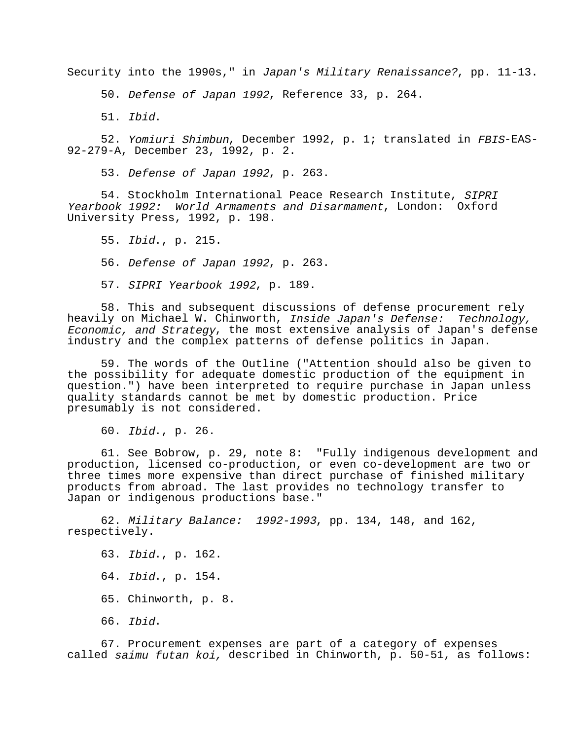Security into the 1990s," in *Japan's Military Renaissance?*, pp. 11-13.

50. *Defense of Japan 1992*, Reference 33, p. 264.

51. *Ibid*.

52. *Yomiuri Shimbun*, December 1992, p. 1; translated in *FBIS*-EAS-92-279-A, December 23, 1992, p. 2.

53. *Defense of Japan 1992*, p. 263.

54. Stockholm International Peace Research Institute, *SIPRI Yearbook 1992: World Armaments and Disarmament*, London: Oxford University Press, 1992, p. 198.

55. *Ibid*., p. 215.

56. *Defense of Japan 1992*, p. 263.

57. *SIPRI Yearbook 1992*, p. 189.

58. This and subsequent discussions of defense procurement rely heavily on Michael W. Chinworth, *Inside Japan's Defense: Technology, Economic, and Strategy*, the most extensive analysis of Japan's defense industry and the complex patterns of defense politics in Japan.

59. The words of the Outline ("Attention should also be given to the possibility for adequate domestic production of the equipment in question.") have been interpreted to require purchase in Japan unless quality standards cannot be met by domestic production. Price presumably is not considered.

60. *Ibid*., p. 26.

61. See Bobrow, p. 29, note 8: "Fully indigenous development and production, licensed co-production, or even co-development are two or three times more expensive than direct purchase of finished military products from abroad. The last provides no technology transfer to Japan or indigenous productions base."

62. *Military Balance: 1992-1993*, pp. 134, 148, and 162, respectively.

63. *Ibid*., p. 162.

64. *Ibid*., p. 154.

65. Chinworth, p. 8.

66. *Ibid*.

67. Procurement expenses are part of a category of expenses called *saimu futan koi,* described in Chinworth, p. 50-51, as follows: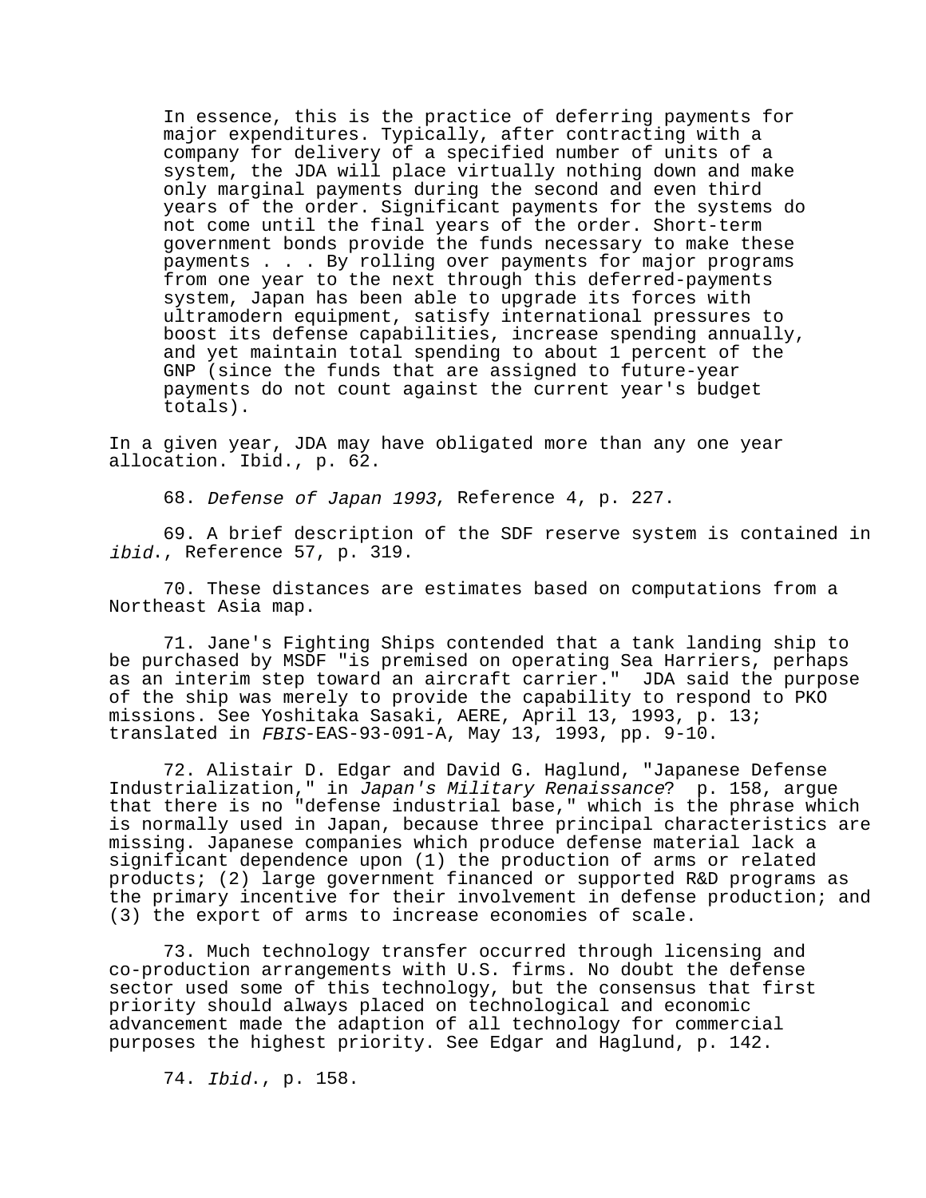> In essence, this is the practice of deferring payments for major expenditures. Typically, after contracting with a company for delivery of a specified number of units of a system, the JDA will place virtually nothing down and make only marginal payments during the second and even third years of the order. Significant payments for the systems do not come until the final years of the order. Short-term government bonds provide the funds necessary to make these payments . . . By rolling over payments for major programs from one year to the next through this deferred-payments system, Japan has been able to upgrade its forces with ultramodern equipment, satisfy international pressures to boost its defense capabilities, increase spending annually, and yet maintain total spending to about 1 percent of the GNP (since the funds that are assigned to future-year payments do not count against the current year's budget totals).

In a given year, JDA may have obligated more than any one year allocation. Ibid., p. 62.

68. *Defense of Japan 1993*, Reference 4, p. 227.

69. A brief description of the SDF reserve system is contained in *ibid*., Reference 57, p. 319.

70. These distances are estimates based on computations from a Northeast Asia map.

71. Jane's Fighting Ships contended that a tank landing ship to be purchased by MSDF "is premised on operating Sea Harriers, perhaps as an interim step toward an aircraft carrier." JDA said the purpose of the ship was merely to provide the capability to respond to PKO missions. See Yoshitaka Sasaki, AERE, April 13, 1993, p. 13; translated in *FBIS*-EAS-93-091-A, May 13, 1993, pp. 9-10.

72. Alistair D. Edgar and David G. Haglund, "Japanese Defense Industrialization," in *Japan's Military Renaissance*? p. 158, argue that there is no "defense industrial base," which is the phrase which is normally used in Japan, because three principal characteristics are missing. Japanese companies which produce defense material lack a significant dependence upon (1) the production of arms or related products; (2) large government financed or supported R&D programs as the primary incentive for their involvement in defense production; and (3) the export of arms to increase economies of scale.

73. Much technology transfer occurred through licensing and co-production arrangements with U.S. firms. No doubt the defense sector used some of this technology, but the consensus that first priority should always placed on technological and economic advancement made the adaption of all technology for commercial purposes the highest priority. See Edgar and Haglund, p. 142.

74. *Ibid*., p. 158.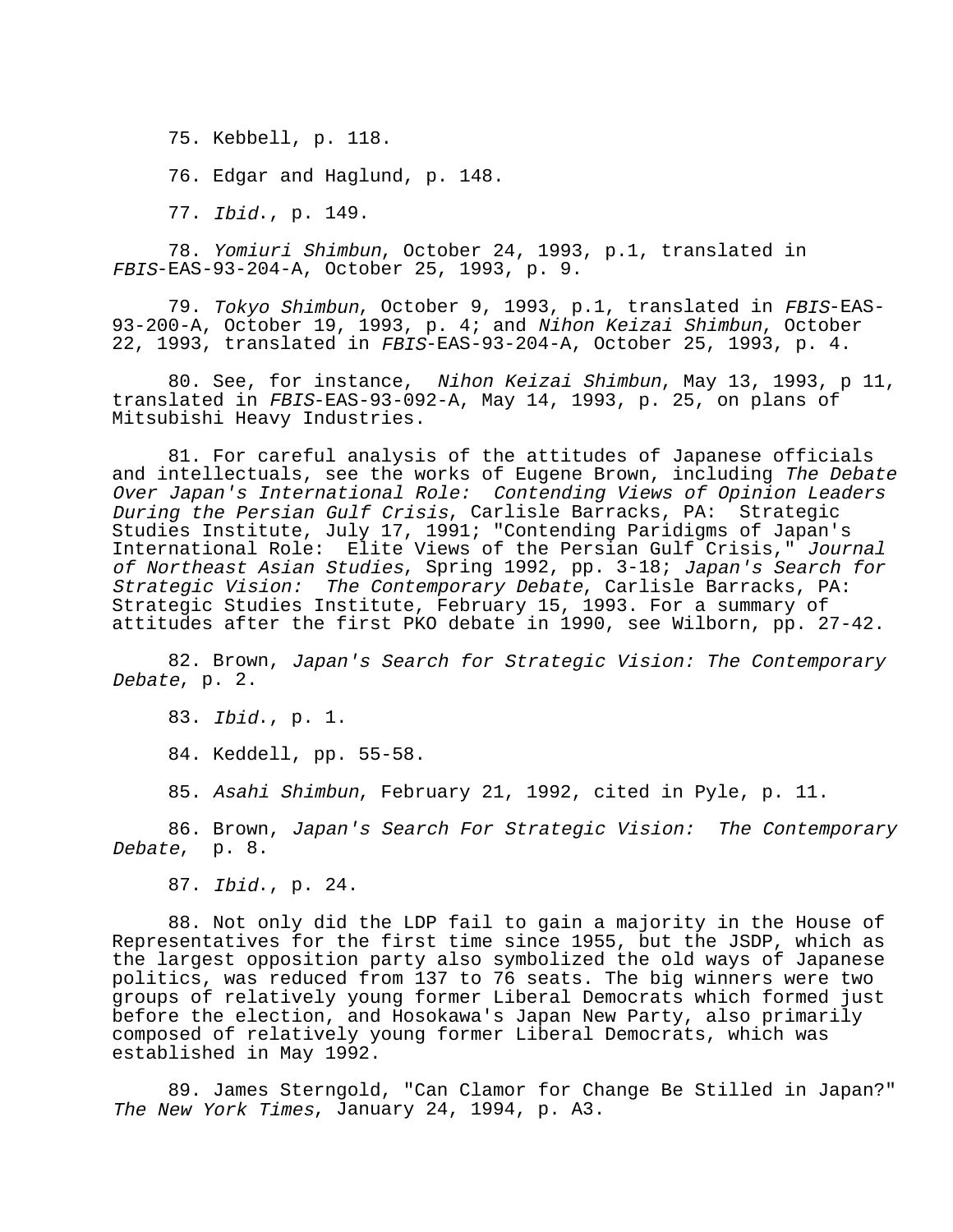75. Kebbell, p. 118.

76. Edgar and Haglund, p. 148.

77. *Ibid*., p. 149.

78. *Yomiuri Shimbun*, October 24, 1993, p.1, translated in *FBIS*-EAS-93-204-A, October 25, 1993, p. 9.

79. *Tokyo Shimbun*, October 9, 1993, p.1, translated in *FBIS*-EAS-93-200-A, October 19, 1993, p. 4; and *Nihon Keizai Shimbun*, October 22, 1993, translated in *FBIS*-EAS-93-204-A, October 25, 1993, p. 4.

80. See, for instance, *Nihon Keizai Shimbun*, May 13, 1993, p 11, translated in *FBIS*-EAS-93-092-A, May 14, 1993, p. 25, on plans of Mitsubishi Heavy Industries.

81. For careful analysis of the attitudes of Japanese officials and intellectuals, see the works of Eugene Brown, including *The Debate Over Japan's International Role: Contending Views of Opinion Leaders During the Persian Gulf Crisis*, Carlisle Barracks, PA: Strategic Studies Institute, July 17, 1991; "Contending Paridigms of Japan's International Role: Elite Views of the Persian Gulf Crisis," *Journal of Northeast Asian Studies*, Spring 1992, pp. 3-18; *Japan's Search for Strategic Vision: The Contemporary Debate*, Carlisle Barracks, PA: Strategic Studies Institute, February 15, 1993. For a summary of attitudes after the first PKO debate in 1990, see Wilborn, pp. 27-42.

82. Brown, *Japan's Search for Strategic Vision: The Contemporary Debate*, p. 2.

83. *Ibid*., p. 1.

84. Keddell, pp. 55-58.

85. *Asahi Shimbun*, February 21, 1992, cited in Pyle, p. 11.

86. Brown, *Japan's Search For Strategic Vision: The Contemporary Debate*, p. 8.

87. *Ibid*., p. 24.

88. Not only did the LDP fail to gain a majority in the House of Representatives for the first time since 1955, but the JSDP, which as the largest opposition party also symbolized the old ways of Japanese politics, was reduced from 137 to 76 seats. The big winners were two groups of relatively young former Liberal Democrats which formed just before the election, and Hosokawa's Japan New Party, also primarily composed of relatively young former Liberal Democrats, which was established in May 1992.

89. James Sterngold, "Can Clamor for Change Be Stilled in Japan?" *The New York Times*, January 24, 1994, p. A3.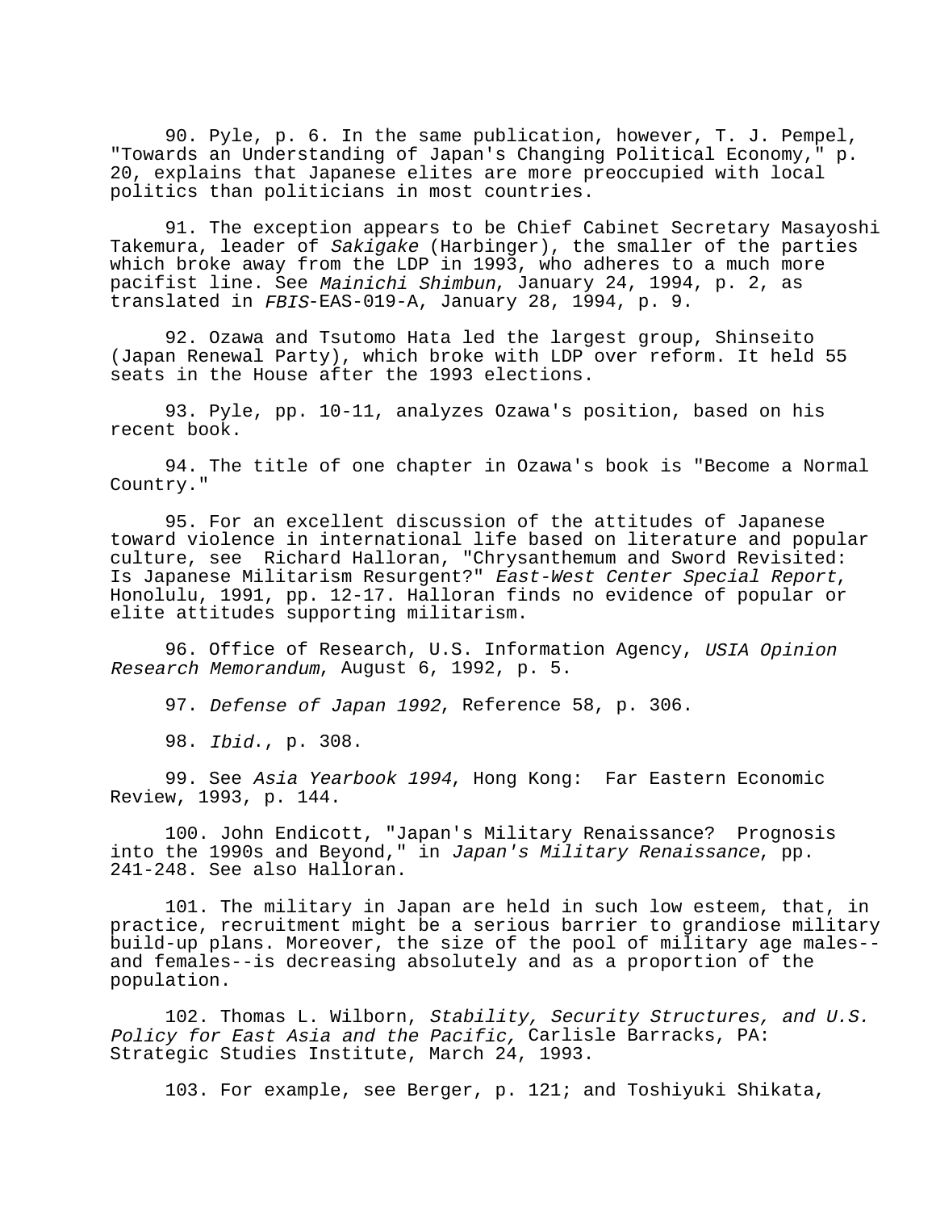90. Pyle, p. 6. In the same publication, however, T. J. Pempel, "Towards an Understanding of Japan's Changing Political Economy," p. 20, explains that Japanese elites are more preoccupied with local politics than politicians in most countries.

91. The exception appears to be Chief Cabinet Secretary Masayoshi Takemura, leader of *Sakigake* (Harbinger), the smaller of the parties which broke away from the LDP in 1993, who adheres to a much more pacifist line. See *Mainichi Shimbun*, January 24, 1994, p. 2, as translated in *FBIS*-EAS-019-A, January 28, 1994, p. 9.

92. Ozawa and Tsutomo Hata led the largest group, Shinseito (Japan Renewal Party), which broke with LDP over reform. It held 55 seats in the House after the 1993 elections.

93. Pyle, pp. 10-11, analyzes Ozawa's position, based on his recent book.

94. The title of one chapter in Ozawa's book is "Become a Normal Country."

95. For an excellent discussion of the attitudes of Japanese toward violence in international life based on literature and popular culture, see Richard Halloran, "Chrysanthemum and Sword Revisited: Is Japanese Militarism Resurgent?" *East-West Center Special Report*, Honolulu, 1991, pp. 12-17. Halloran finds no evidence of popular or elite attitudes supporting militarism.

96. Office of Research, U.S. Information Agency, *USIA Opinion Research Memorandum*, August 6, 1992, p. 5.

97. *Defense of Japan 1992*, Reference 58, p. 306.

98. *Ibid*., p. 308.

99. See *Asia Yearbook 1994*, Hong Kong: Far Eastern Economic Review, 1993, p. 144.

100. John Endicott, "Japan's Military Renaissance? Prognosis into the 1990s and Beyond," in *Japan's Military Renaissance*, pp. 241-248. See also Halloran.

101. The military in Japan are held in such low esteem, that, in practice, recruitment might be a serious barrier to grandiose military build-up plans. Moreover, the size of the pool of military age males--and females--is decreasing absolutely and as a proportion of the population.

102. Thomas L. Wilborn, *Stability, Security Structures, and U.S. Policy for East Asia and the Pacific,* Carlisle Barracks, PA: Strategic Studies Institute, March 24, 1993.

103. For example, see Berger, p. 121; and Toshiyuki Shikata,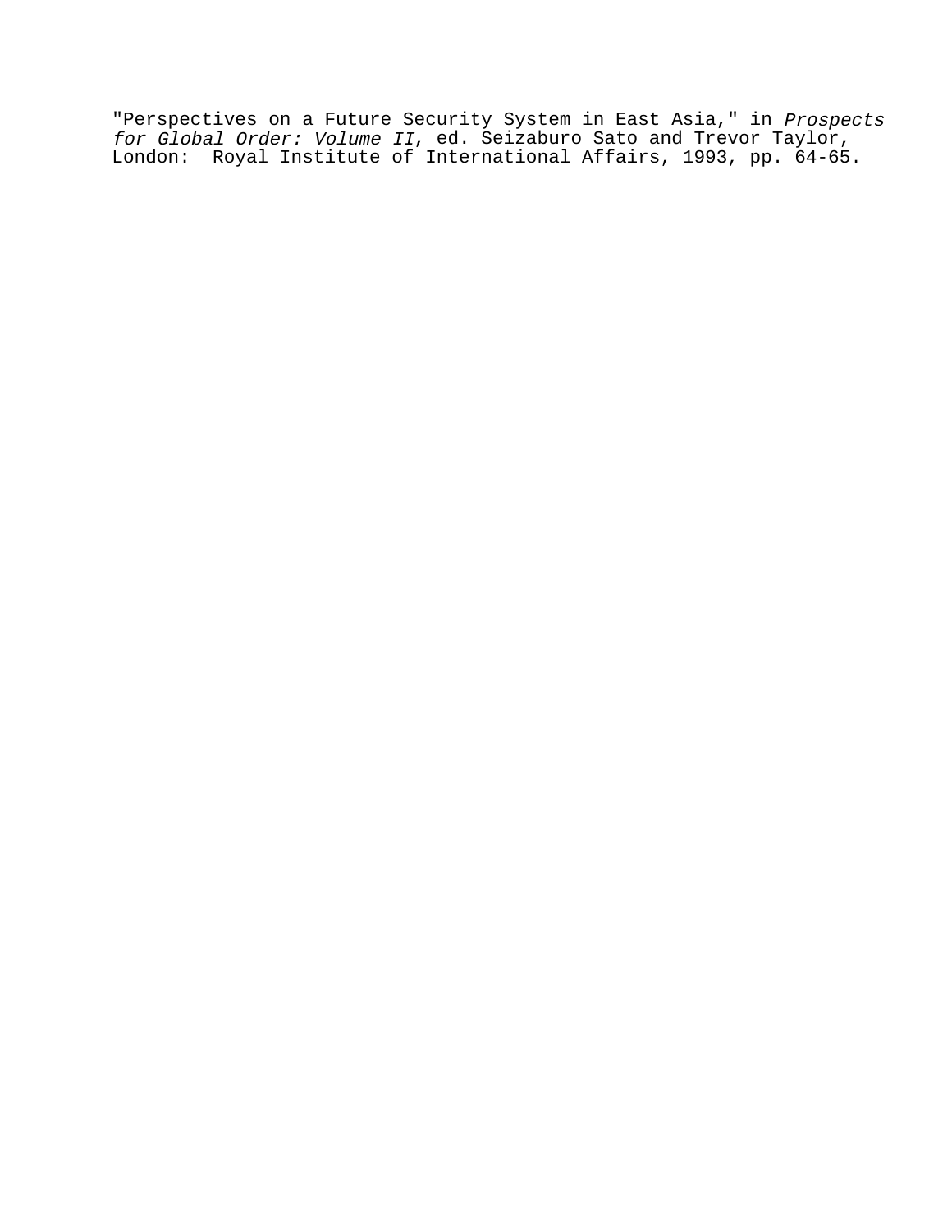"Perspectives on a Future Security System in East Asia," in *Prospects for Global Order: Volume II*, ed. Seizaburo Sato and Trevor Taylor, London:  Royal Institute of International Affairs, 1993, pp. 64-65.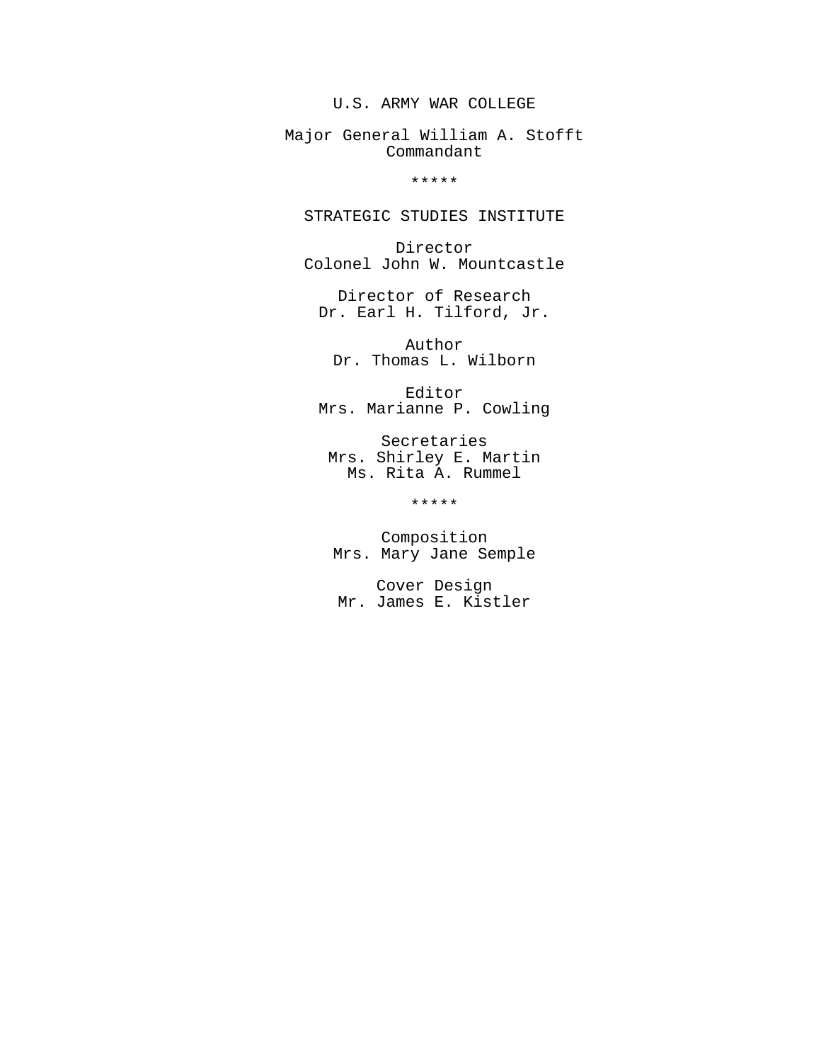U.S. ARMY WAR COLLEGE

Major General William A. Stofft
Commandant

*****

STRATEGIC STUDIES INSTITUTE

Director
Colonel John W. Mountcastle

Director of Research
Dr. Earl H. Tilford, Jr.

Author
Dr. Thomas L. Wilborn

Editor
Mrs. Marianne P. Cowling

Secretaries
Mrs. Shirley E. Martin
Ms. Rita A. Rummel

*****

Composition
Mrs. Mary Jane Semple

Cover Design
Mr. James E. Kistler